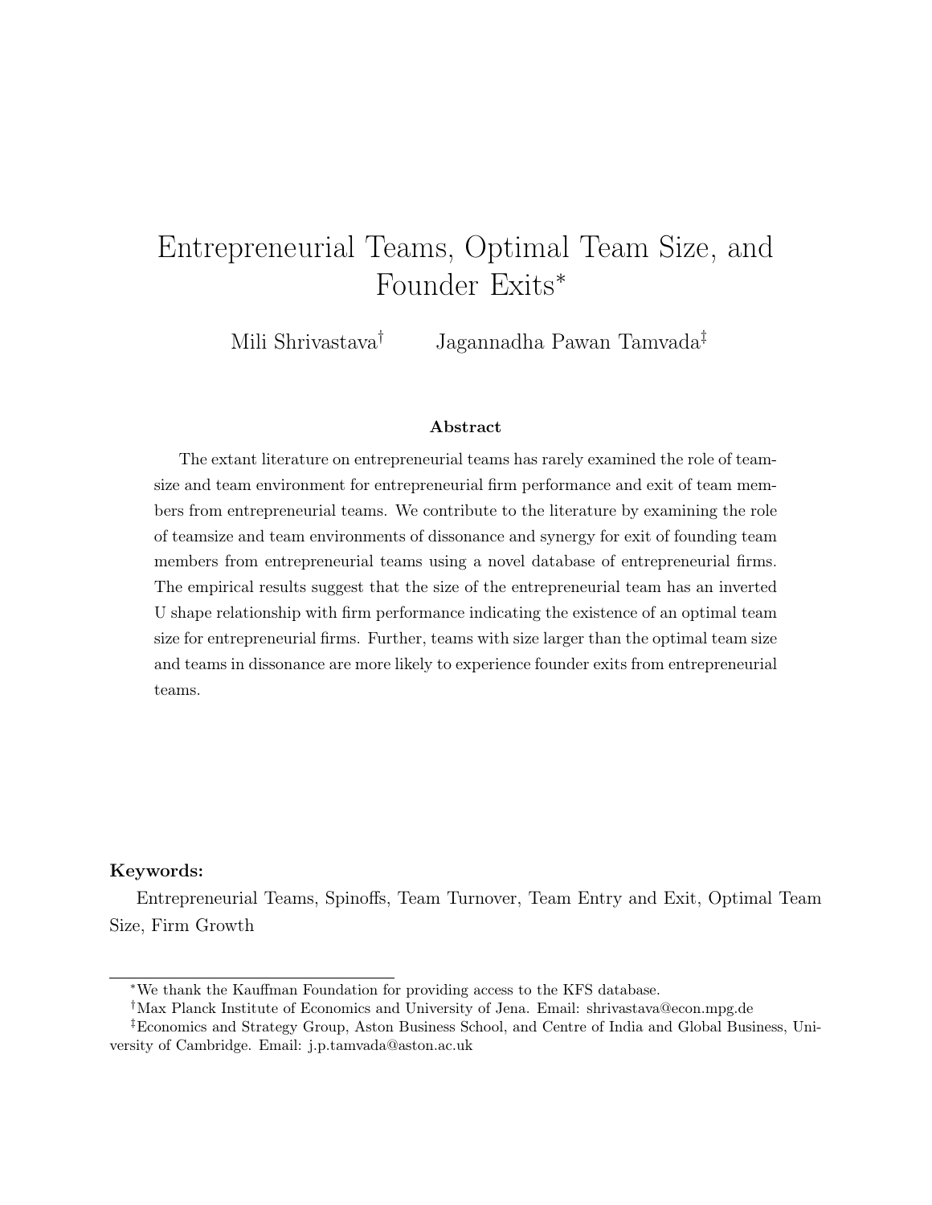# Entrepreneurial Teams, Optimal Team Size, and Founder Exits*

Mili Shrivastava† Jagannadha Pawan Tamvada‡

### Abstract

The extant literature on entrepreneurial teams has rarely examined the role of team-size and team environment for entrepreneurial firm performance and exit of team members from entrepreneurial teams. We contribute to the literature by examining the role of teamsize and team environments of dissonance and synergy for exit of founding team members from entrepreneurial teams using a novel database of entrepreneurial firms. The empirical results suggest that the size of the entrepreneurial team has an inverted U shape relationship with firm performance indicating the existence of an optimal team size for entrepreneurial firms. Further, teams with size larger than the optimal team size and teams in dissonance are more likely to experience founder exits from entrepreneurial teams.

**Keywords:**

Entrepreneurial Teams, Spinoffs, Team Turnover, Team Entry and Exit, Optimal Team Size, Firm Growth

---

*We thank the Kauffman Foundation for providing access to the KFS database.

†Max Planck Institute of Economics and University of Jena. Email: shrivastava@econ.mpg.de

‡Economics and Strategy Group, Aston Business School, and Centre of India and Global Business, University of Cambridge. Email: j.p.tamvada@aston.ac.uk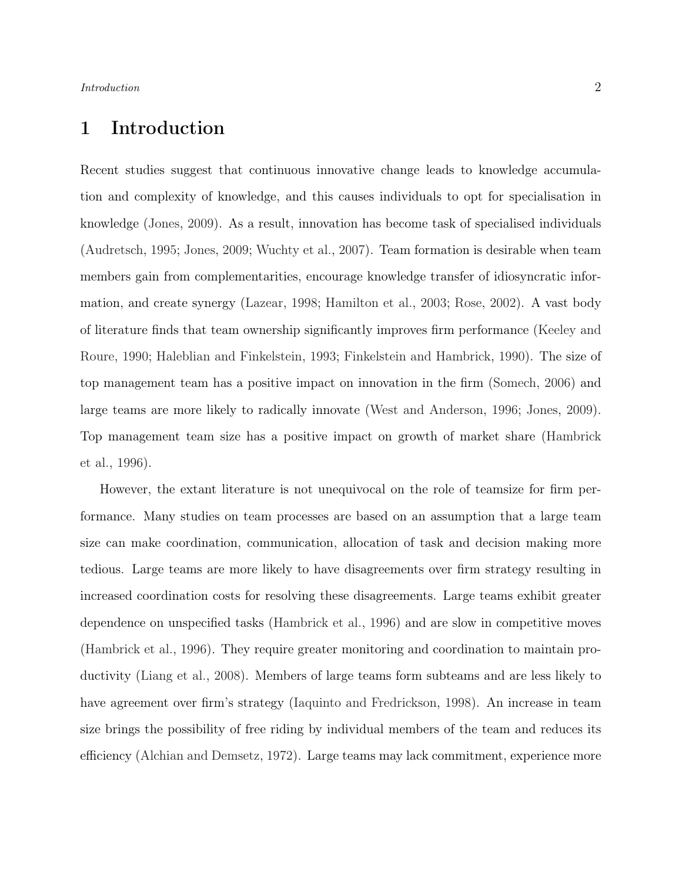# 1 Introduction

Recent studies suggest that continuous innovative change leads to knowledge accumulation and complexity of knowledge, and this causes individuals to opt for specialisation in knowledge (Jones, 2009). As a result, innovation has become task of specialised individuals (Audretsch, 1995; Jones, 2009; Wuchty et al., 2007). Team formation is desirable when team members gain from complementarities, encourage knowledge transfer of idiosyncratic information, and create synergy (Lazear, 1998; Hamilton et al., 2003; Rose, 2002). A vast body of literature finds that team ownership significantly improves firm performance (Keeley and Roure, 1990; Haleblian and Finkelstein, 1993; Finkelstein and Hambrick, 1990). The size of top management team has a positive impact on innovation in the firm (Somech, 2006) and large teams are more likely to radically innovate (West and Anderson, 1996; Jones, 2009). Top management team size has a positive impact on growth of market share (Hambrick et al., 1996).

However, the extant literature is not unequivocal on the role of teamsize for firm performance. Many studies on team processes are based on an assumption that a large team size can make coordination, communication, allocation of task and decision making more tedious. Large teams are more likely to have disagreements over firm strategy resulting in increased coordination costs for resolving these disagreements. Large teams exhibit greater dependence on unspecified tasks (Hambrick et al., 1996) and are slow in competitive moves (Hambrick et al., 1996). They require greater monitoring and coordination to maintain productivity (Liang et al., 2008). Members of large teams form subteams and are less likely to have agreement over firm's strategy (Iaquinto and Fredrickson, 1998). An increase in team size brings the possibility of free riding by individual members of the team and reduces its efficiency (Alchian and Demsetz, 1972). Large teams may lack commitment, experience more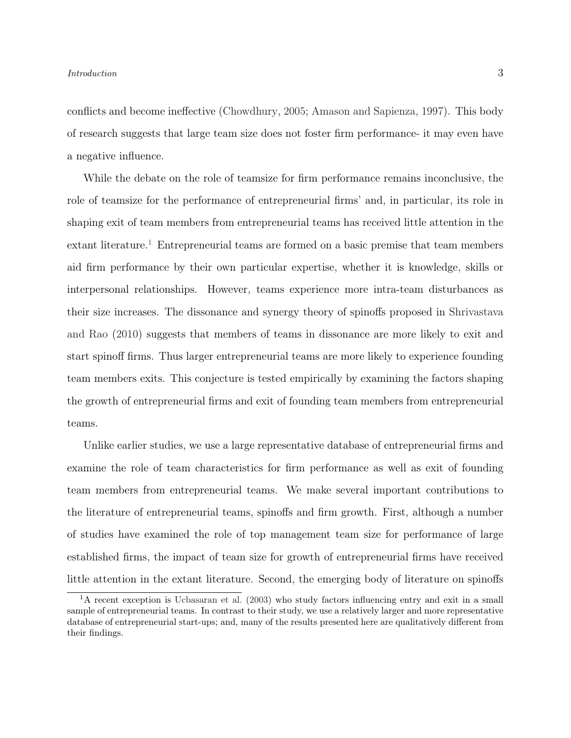conflicts and become ineffective (Chowdhury, 2005; Amason and Sapienza, 1997). This body of research suggests that large team size does not foster firm performance- it may even have a negative influence.

While the debate on the role of teamsize for firm performance remains inconclusive, the role of teamsize for the performance of entrepreneurial firms' and, in particular, its role in shaping exit of team members from entrepreneurial teams has received little attention in the extant literature.[1] Entrepreneurial teams are formed on a basic premise that team members aid firm performance by their own particular expertise, whether it is knowledge, skills or interpersonal relationships. However, teams experience more intra-team disturbances as their size increases. The dissonance and synergy theory of spinoffs proposed in Shrivastava and Rao (2010) suggests that members of teams in dissonance are more likely to exit and start spinoff firms. Thus larger entrepreneurial teams are more likely to experience founding team members exits. This conjecture is tested empirically by examining the factors shaping the growth of entrepreneurial firms and exit of founding team members from entrepreneurial teams.

Unlike earlier studies, we use a large representative database of entrepreneurial firms and examine the role of team characteristics for firm performance as well as exit of founding team members from entrepreneurial teams. We make several important contributions to the literature of entrepreneurial teams, spinoffs and firm growth. First, although a number of studies have examined the role of top management team size for performance of large established firms, the impact of team size for growth of entrepreneurial firms have received little attention in the extant literature. Second, the emerging body of literature on spinoffs

[1] A recent exception is Ucbasaran et al. (2003) who study factors influencing entry and exit in a small sample of entrepreneurial teams. In contrast to their study, we use a relatively larger and more representative database of entrepreneurial start-ups; and, many of the results presented here are qualitatively different from their findings.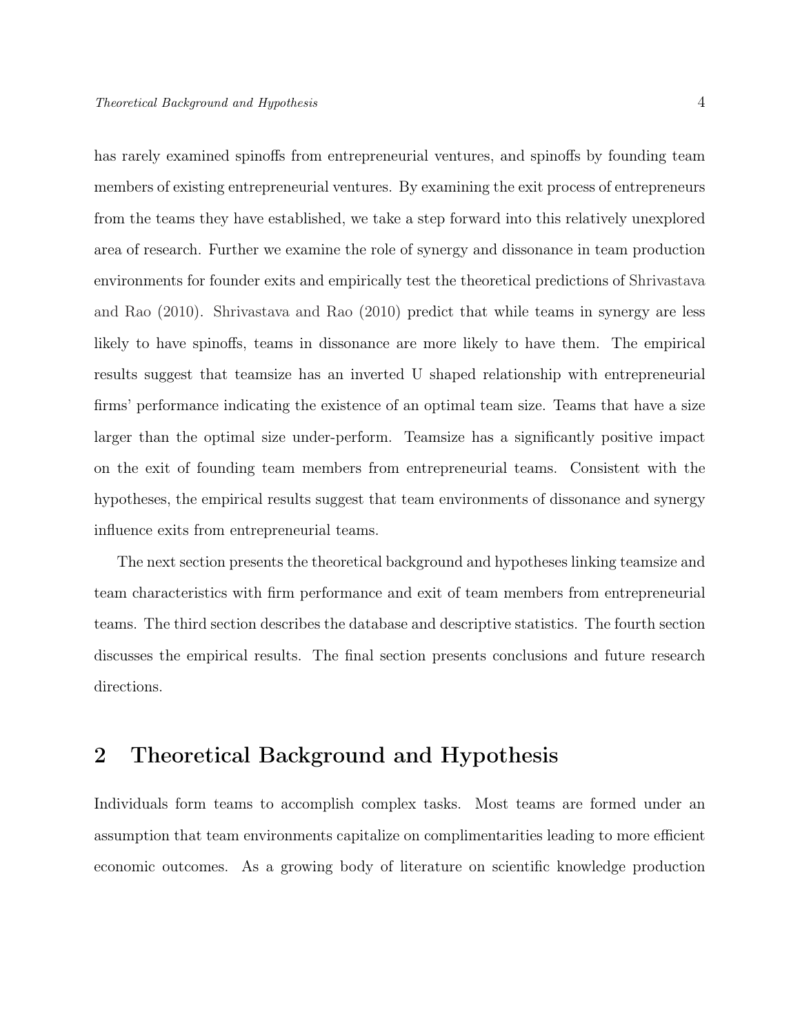has rarely examined spinoffs from entrepreneurial ventures, and spinoffs by founding team members of existing entrepreneurial ventures. By examining the exit process of entrepreneurs from the teams they have established, we take a step forward into this relatively unexplored area of research. Further we examine the role of synergy and dissonance in team production environments for founder exits and empirically test the theoretical predictions of Shrivastava and Rao (2010). Shrivastava and Rao (2010) predict that while teams in synergy are less likely to have spinoffs, teams in dissonance are more likely to have them. The empirical results suggest that teamsize has an inverted U shaped relationship with entrepreneurial firms' performance indicating the existence of an optimal team size. Teams that have a size larger than the optimal size under-perform. Teamsize has a significantly positive impact on the exit of founding team members from entrepreneurial teams. Consistent with the hypotheses, the empirical results suggest that team environments of dissonance and synergy influence exits from entrepreneurial teams.

The next section presents the theoretical background and hypotheses linking teamsize and team characteristics with firm performance and exit of team members from entrepreneurial teams. The third section describes the database and descriptive statistics. The fourth section discusses the empirical results. The final section presents conclusions and future research directions.

## 2 Theoretical Background and Hypothesis

Individuals form teams to accomplish complex tasks. Most teams are formed under an assumption that team environments capitalize on complimentarities leading to more efficient economic outcomes. As a growing body of literature on scientific knowledge production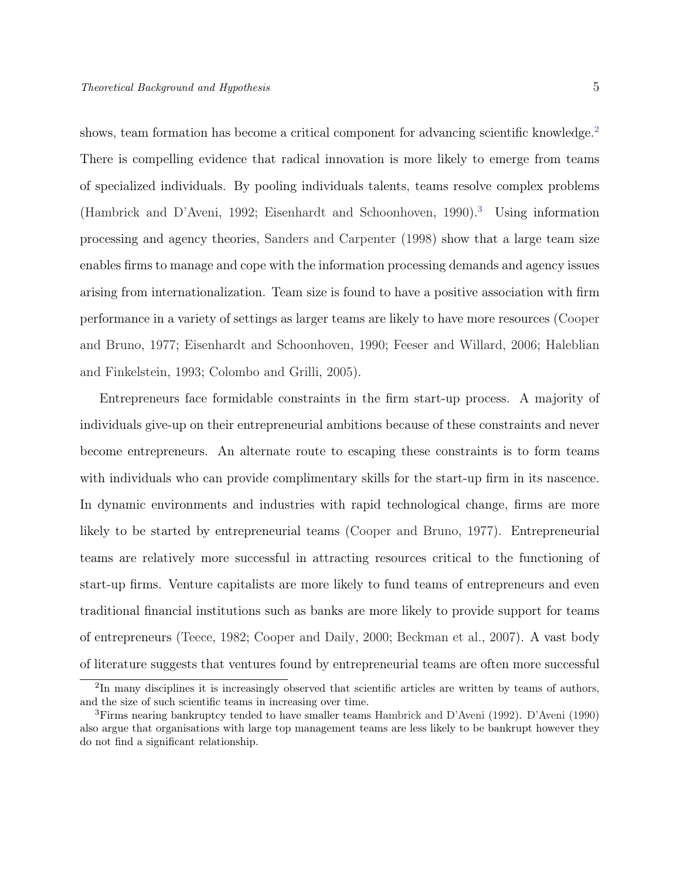shows, team formation has become a critical component for advancing scientific knowledge.[2] There is compelling evidence that radical innovation is more likely to emerge from teams of specialized individuals. By pooling individuals talents, teams resolve complex problems (Hambrick and D'Aveni, 1992; Eisenhardt and Schoonhoven, 1990).[3] Using information processing and agency theories, Sanders and Carpenter (1998) show that a large team size enables firms to manage and cope with the information processing demands and agency issues arising from internationalization. Team size is found to have a positive association with firm performance in a variety of settings as larger teams are likely to have more resources (Cooper and Bruno, 1977; Eisenhardt and Schoonhoven, 1990; Feeser and Willard, 2006; Haleblian and Finkelstein, 1993; Colombo and Grilli, 2005).

Entrepreneurs face formidable constraints in the firm start-up process. A majority of individuals give-up on their entrepreneurial ambitions because of these constraints and never become entrepreneurs. An alternate route to escaping these constraints is to form teams with individuals who can provide complimentary skills for the start-up firm in its nascence. In dynamic environments and industries with rapid technological change, firms are more likely to be started by entrepreneurial teams (Cooper and Bruno, 1977). Entrepreneurial teams are relatively more successful in attracting resources critical to the functioning of start-up firms. Venture capitalists are more likely to fund teams of entrepreneurs and even traditional financial institutions such as banks are more likely to provide support for teams of entrepreneurs (Teece, 1982; Cooper and Daily, 2000; Beckman et al., 2007). A vast body of literature suggests that ventures found by entrepreneurial teams are often more successful

---

[2] In many disciplines it is increasingly observed that scientific articles are written by teams of authors, and the size of such scientific teams in increasing over time.

[3] Firms nearing bankruptcy tended to have smaller teams Hambrick and D'Aveni (1992). D'Aveni (1990) also argue that organisations with large top management teams are less likely to be bankrupt however they do not find a significant relationship.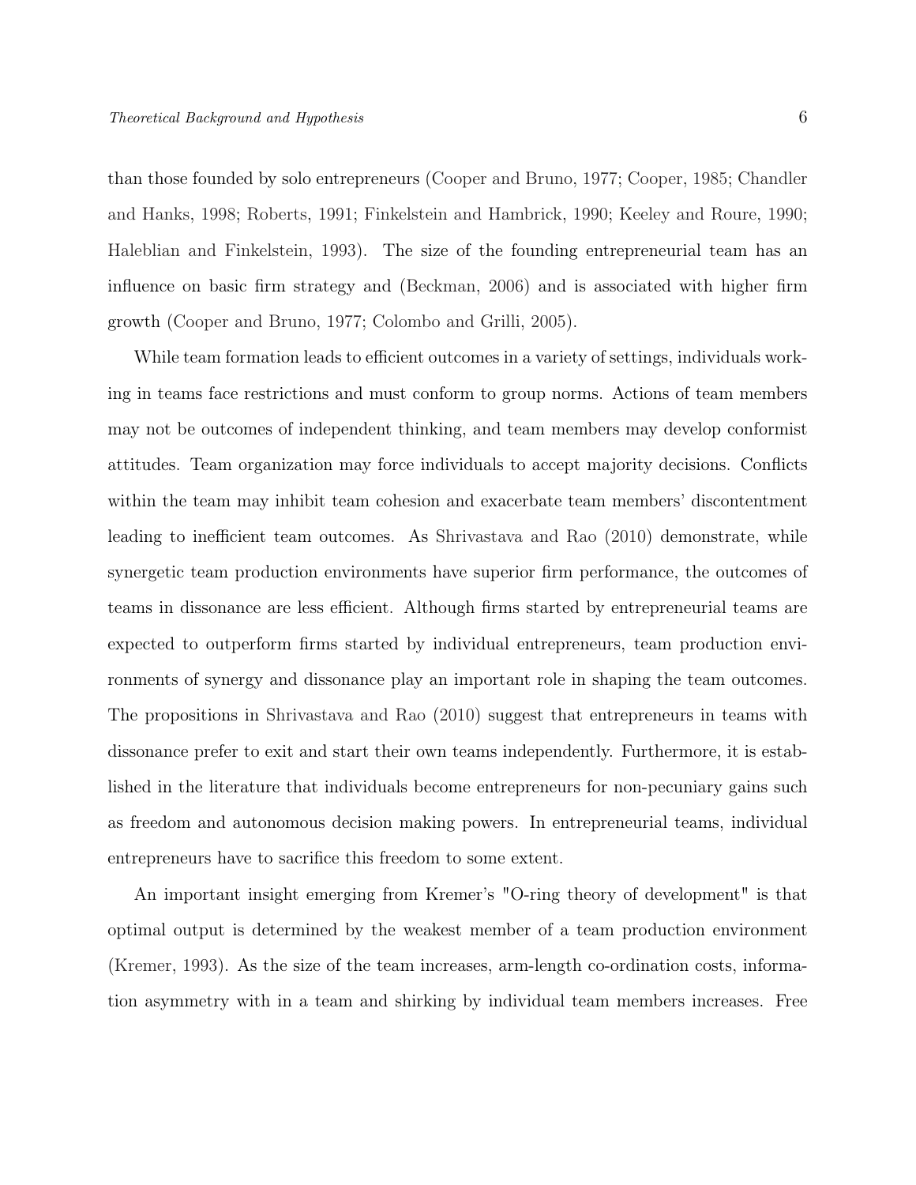than those founded by solo entrepreneurs (Cooper and Bruno, 1977; Cooper, 1985; Chandler and Hanks, 1998; Roberts, 1991; Finkelstein and Hambrick, 1990; Keeley and Roure, 1990; Haleblian and Finkelstein, 1993). The size of the founding entrepreneurial team has an influence on basic firm strategy and (Beckman, 2006) and is associated with higher firm growth (Cooper and Bruno, 1977; Colombo and Grilli, 2005).

While team formation leads to efficient outcomes in a variety of settings, individuals working in teams face restrictions and must conform to group norms. Actions of team members may not be outcomes of independent thinking, and team members may develop conformist attitudes. Team organization may force individuals to accept majority decisions. Conflicts within the team may inhibit team cohesion and exacerbate team members' discontentment leading to inefficient team outcomes. As Shrivastava and Rao (2010) demonstrate, while synergetic team production environments have superior firm performance, the outcomes of teams in dissonance are less efficient. Although firms started by entrepreneurial teams are expected to outperform firms started by individual entrepreneurs, team production environments of synergy and dissonance play an important role in shaping the team outcomes. The propositions in Shrivastava and Rao (2010) suggest that entrepreneurs in teams with dissonance prefer to exit and start their own teams independently. Furthermore, it is established in the literature that individuals become entrepreneurs for non-pecuniary gains such as freedom and autonomous decision making powers. In entrepreneurial teams, individual entrepreneurs have to sacrifice this freedom to some extent.

An important insight emerging from Kremer's "O-ring theory of development" is that optimal output is determined by the weakest member of a team production environment (Kremer, 1993). As the size of the team increases, arm-length co-ordination costs, information asymmetry with in a team and shirking by individual team members increases. Free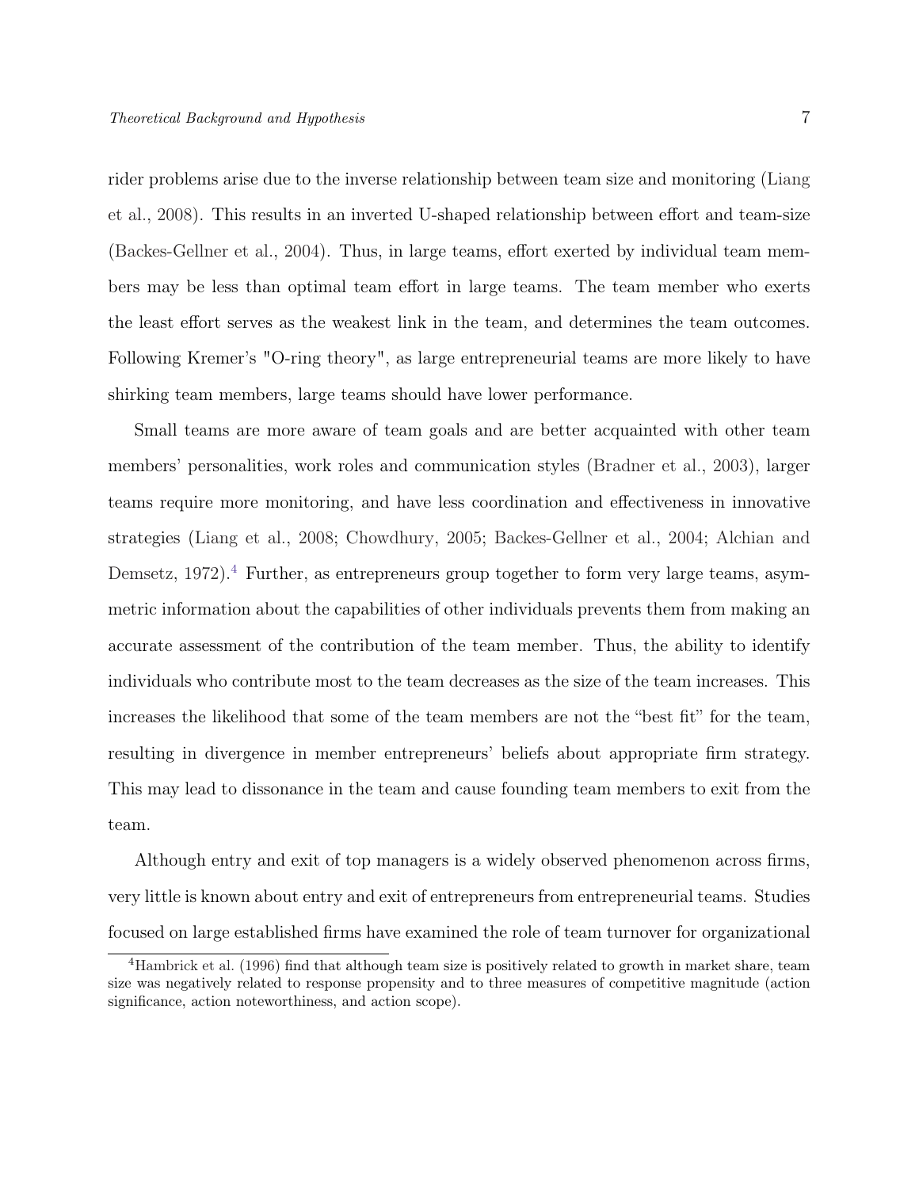rider problems arise due to the inverse relationship between team size and monitoring (Liang et al., 2008). This results in an inverted U-shaped relationship between effort and team-size (Backes-Gellner et al., 2004). Thus, in large teams, effort exerted by individual team members may be less than optimal team effort in large teams. The team member who exerts the least effort serves as the weakest link in the team, and determines the team outcomes. Following Kremer's "O-ring theory", as large entrepreneurial teams are more likely to have shirking team members, large teams should have lower performance.

Small teams are more aware of team goals and are better acquainted with other team members' personalities, work roles and communication styles (Bradner et al., 2003), larger teams require more monitoring, and have less coordination and effectiveness in innovative strategies (Liang et al., 2008; Chowdhury, 2005; Backes-Gellner et al., 2004; Alchian and Demsetz, 1972).[4] Further, as entrepreneurs group together to form very large teams, asymmetric information about the capabilities of other individuals prevents them from making an accurate assessment of the contribution of the team member. Thus, the ability to identify individuals who contribute most to the team decreases as the size of the team increases. This increases the likelihood that some of the team members are not the "best fit" for the team, resulting in divergence in member entrepreneurs' beliefs about appropriate firm strategy. This may lead to dissonance in the team and cause founding team members to exit from the team.

Although entry and exit of top managers is a widely observed phenomenon across firms, very little is known about entry and exit of entrepreneurs from entrepreneurial teams. Studies focused on large established firms have examined the role of team turnover for organizational

[4] Hambrick et al. (1996) find that although team size is positively related to growth in market share, team size was negatively related to response propensity and to three measures of competitive magnitude (action significance, action noteworthiness, and action scope).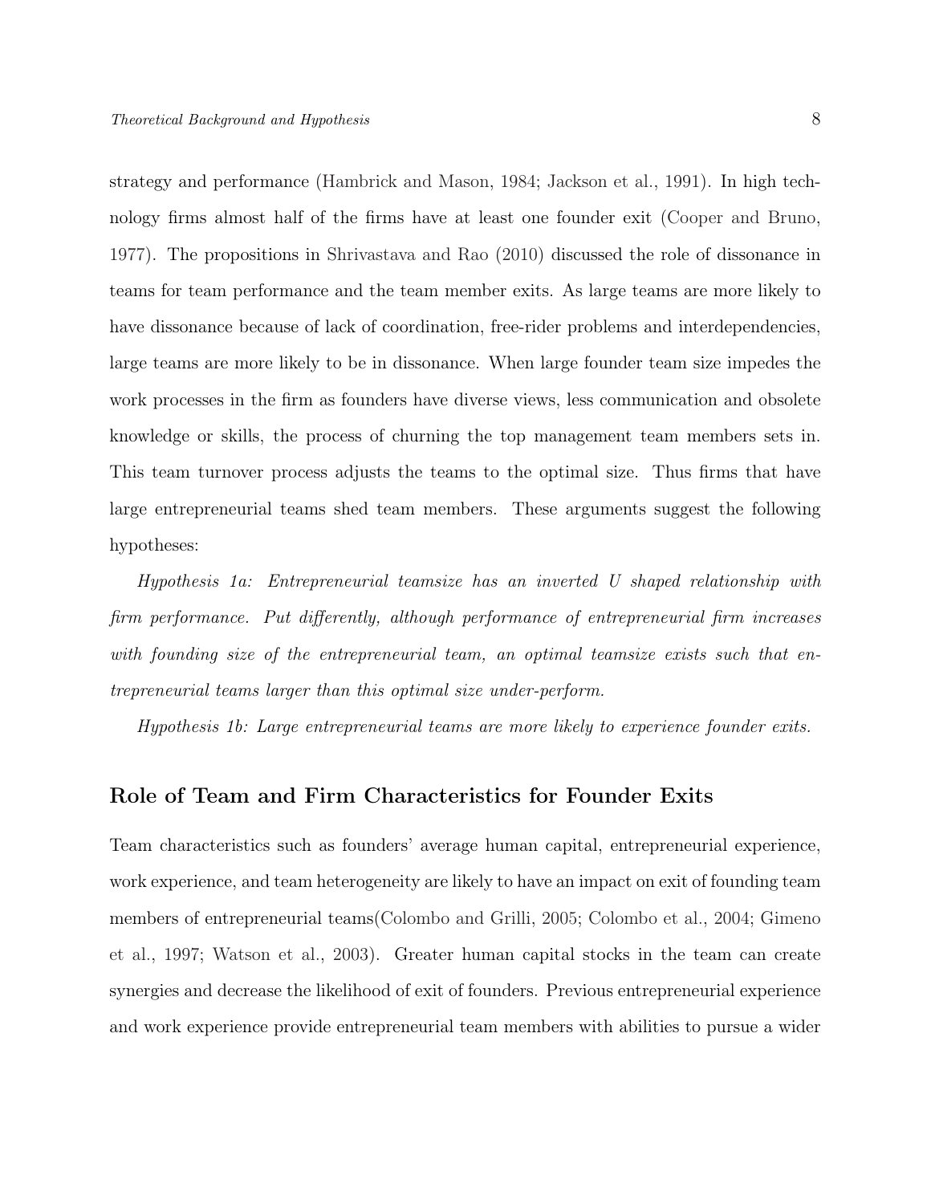strategy and performance (Hambrick and Mason, 1984; Jackson et al., 1991). In high technology firms almost half of the firms have at least one founder exit (Cooper and Bruno, 1977). The propositions in Shrivastava and Rao (2010) discussed the role of dissonance in teams for team performance and the team member exits. As large teams are more likely to have dissonance because of lack of coordination, free-rider problems and interdependencies, large teams are more likely to be in dissonance. When large founder team size impedes the work processes in the firm as founders have diverse views, less communication and obsolete knowledge or skills, the process of churning the top management team members sets in. This team turnover process adjusts the teams to the optimal size. Thus firms that have large entrepreneurial teams shed team members. These arguments suggest the following hypotheses:

*Hypothesis 1a: Entrepreneurial teamsize has an inverted U shaped relationship with firm performance. Put differently, although performance of entrepreneurial firm increases with founding size of the entrepreneurial team, an optimal teamsize exists such that entrepreneurial teams larger than this optimal size under-perform.*

*Hypothesis 1b: Large entrepreneurial teams are more likely to experience founder exits.*

## Role of Team and Firm Characteristics for Founder Exits

Team characteristics such as founders' average human capital, entrepreneurial experience, work experience, and team heterogeneity are likely to have an impact on exit of founding team members of entrepreneurial teams(Colombo and Grilli, 2005; Colombo et al., 2004; Gimeno et al., 1997; Watson et al., 2003). Greater human capital stocks in the team can create synergies and decrease the likelihood of exit of founders. Previous entrepreneurial experience and work experience provide entrepreneurial team members with abilities to pursue a wider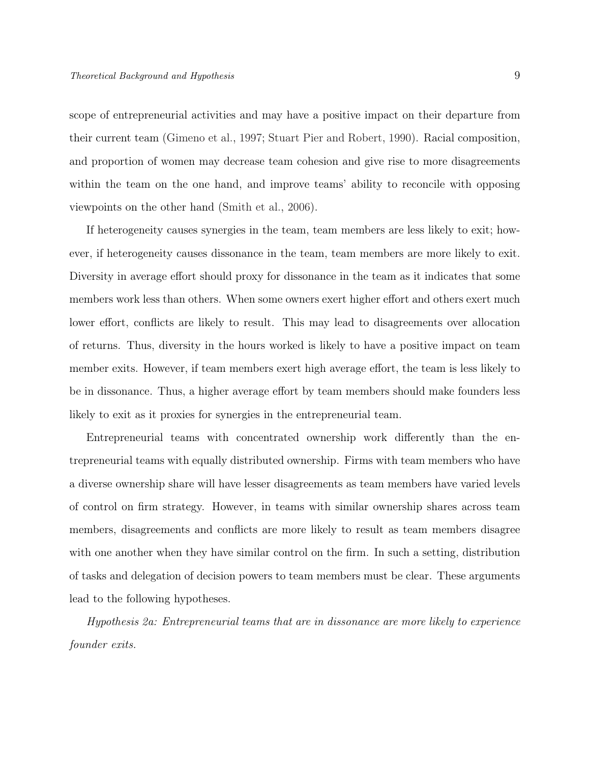scope of entrepreneurial activities and may have a positive impact on their departure from their current team (Gimeno et al., 1997; Stuart Pier and Robert, 1990). Racial composition, and proportion of women may decrease team cohesion and give rise to more disagreements within the team on the one hand, and improve teams' ability to reconcile with opposing viewpoints on the other hand (Smith et al., 2006).

If heterogeneity causes synergies in the team, team members are less likely to exit; however, if heterogeneity causes dissonance in the team, team members are more likely to exit. Diversity in average effort should proxy for dissonance in the team as it indicates that some members work less than others. When some owners exert higher effort and others exert much lower effort, conflicts are likely to result. This may lead to disagreements over allocation of returns. Thus, diversity in the hours worked is likely to have a positive impact on team member exits. However, if team members exert high average effort, the team is less likely to be in dissonance. Thus, a higher average effort by team members should make founders less likely to exit as it proxies for synergies in the entrepreneurial team.

Entrepreneurial teams with concentrated ownership work differently than the entrepreneurial teams with equally distributed ownership. Firms with team members who have a diverse ownership share will have lesser disagreements as team members have varied levels of control on firm strategy. However, in teams with similar ownership shares across team members, disagreements and conflicts are more likely to result as team members disagree with one another when they have similar control on the firm. In such a setting, distribution of tasks and delegation of decision powers to team members must be clear. These arguments lead to the following hypotheses.

*Hypothesis 2a: Entrepreneurial teams that are in dissonance are more likely to experience founder exits.*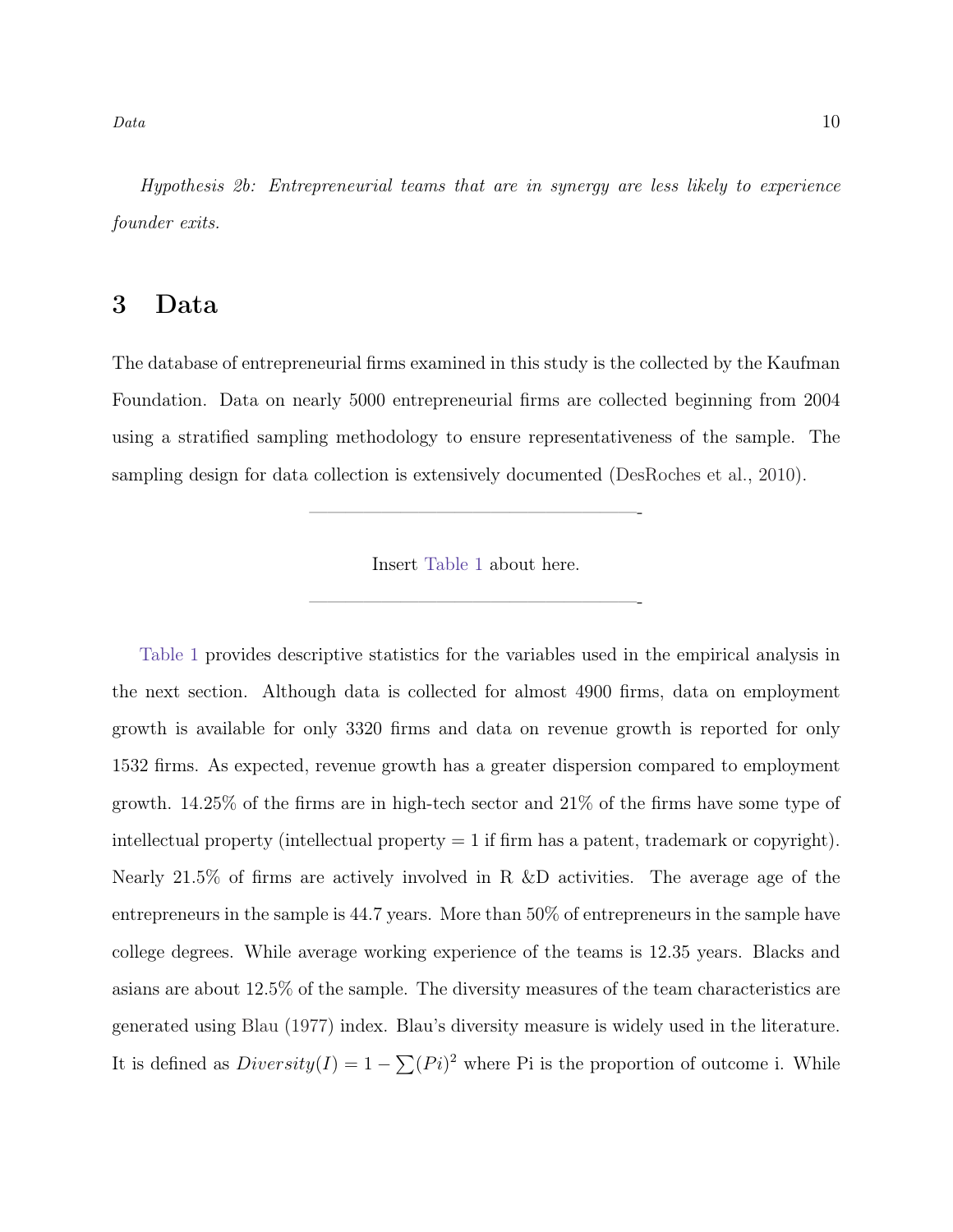*Hypothesis 2b: Entrepreneurial teams that are in synergy are less likely to experience founder exits.*

# 3 Data

The database of entrepreneurial firms examined in this study is the collected by the Kaufman Foundation. Data on nearly 5000 entrepreneurial firms are collected beginning from 2004 using a stratified sampling methodology to ensure representativeness of the sample. The sampling design for data collection is extensively documented (DesRoches et al., 2010).

---

Insert Table 1 about here.

---

Table 1 provides descriptive statistics for the variables used in the empirical analysis in the next section. Although data is collected for almost 4900 firms, data on employment growth is available for only 3320 firms and data on revenue growth is reported for only 1532 firms. As expected, revenue growth has a greater dispersion compared to employment growth. 14.25% of the firms are in high-tech sector and 21% of the firms have some type of intellectual property (intellectual property = 1 if firm has a patent, trademark or copyright). Nearly 21.5% of firms are actively involved in R &D activities. The average age of the entrepreneurs in the sample is 44.7 years. More than 50% of entrepreneurs in the sample have college degrees. While average working experience of the teams is 12.35 years. Blacks and asians are about 12.5% of the sample. The diversity measures of the team characteristics are generated using Blau (1977) index. Blau's diversity measure is widely used in the literature. It is defined as $Diversity(I) = 1 - \sum(Pi)^2$ where Pi is the proportion of outcome i. While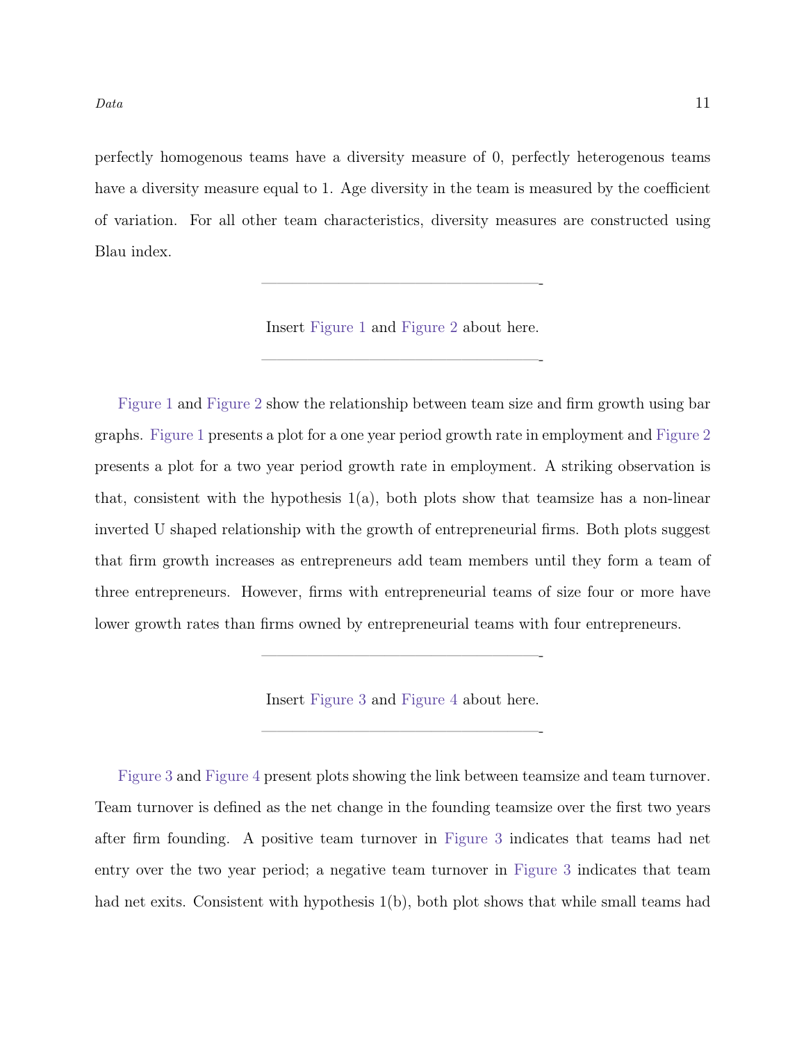perfectly homogenous teams have a diversity measure of 0, perfectly heterogenous teams have a diversity measure equal to 1. Age diversity in the team is measured by the coefficient of variation. For all other team characteristics, diversity measures are constructed using Blau index.

---

Insert Figure 1 and Figure 2 about here.

---

Figure 1 and Figure 2 show the relationship between team size and firm growth using bar graphs. Figure 1 presents a plot for a one year period growth rate in employment and Figure 2 presents a plot for a two year period growth rate in employment. A striking observation is that, consistent with the hypothesis 1(a), both plots show that teamsize has a non-linear inverted U shaped relationship with the growth of entrepreneurial firms. Both plots suggest that firm growth increases as entrepreneurs add team members until they form a team of three entrepreneurs. However, firms with entrepreneurial teams of size four or more have lower growth rates than firms owned by entrepreneurial teams with four entrepreneurs.

---

Insert Figure 3 and Figure 4 about here.

---

Figure 3 and Figure 4 present plots showing the link between teamsize and team turnover. Team turnover is defined as the net change in the founding teamsize over the first two years after firm founding. A positive team turnover in Figure 3 indicates that teams had net entry over the two year period; a negative team turnover in Figure 3 indicates that team had net exits. Consistent with hypothesis 1(b), both plot shows that while small teams had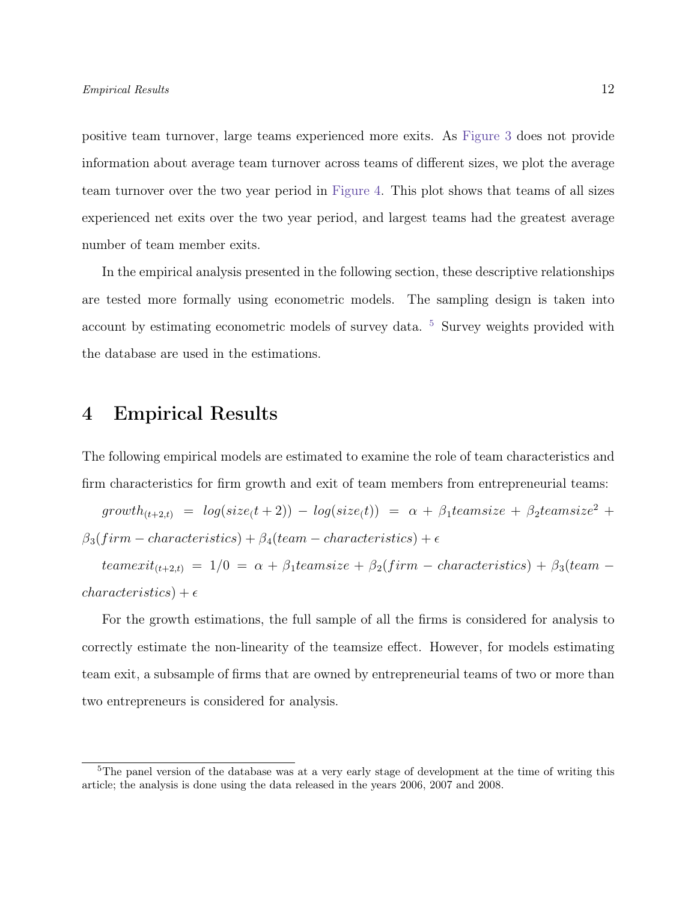positive team turnover, large teams experienced more exits. As Figure 3 does not provide information about average team turnover across teams of different sizes, we plot the average team turnover over the two year period in Figure 4. This plot shows that teams of all sizes experienced net exits over the two year period, and largest teams had the greatest average number of team member exits.

In the empirical analysis presented in the following section, these descriptive relationships are tested more formally using econometric models. The sampling design is taken into account by estimating econometric models of survey data. [5] Survey weights provided with the database are used in the estimations.

# 4 Empirical Results

The following empirical models are estimated to examine the role of team characteristics and firm characteristics for firm growth and exit of team members from entrepreneurial teams:

$$growth_{(t+2,t)} = log(size_(t+2)) - log(size_(t)) = \alpha + \beta_1 teamsize + \beta_2 teamsize^2 + \beta_3(firm - characteristics) + \beta_4(team - characteristics) + \epsilon$$

$$teamexit_{(t+2,t)} = 1/0 = \alpha + \beta_1 teamsize + \beta_2(firm - characteristics) + \beta_3(team - characteristics) + \epsilon$$

For the growth estimations, the full sample of all the firms is considered for analysis to correctly estimate the non-linearity of the teamsize effect. However, for models estimating team exit, a subsample of firms that are owned by entrepreneurial teams of two or more than two entrepreneurs is considered for analysis.

[5] The panel version of the database was at a very early stage of development at the time of writing this article; the analysis is done using the data released in the years 2006, 2007 and 2008.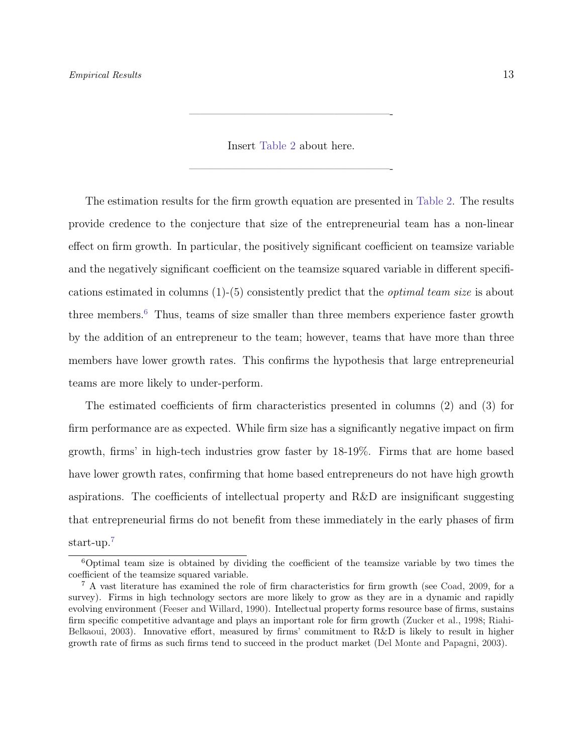---

Insert Table 2 about here.

---

The estimation results for the firm growth equation are presented in Table 2. The results provide credence to the conjecture that size of the entrepreneurial team has a non-linear effect on firm growth. In particular, the positively significant coefficient on teamsize variable and the negatively significant coefficient on the teamsize squared variable in different specifications estimated in columns (1)-(5) consistently predict that the *optimal team size* is about three members.[6] Thus, teams of size smaller than three members experience faster growth by the addition of an entrepreneur to the team; however, teams that have more than three members have lower growth rates. This confirms the hypothesis that large entrepreneurial teams are more likely to under-perform.

The estimated coefficients of firm characteristics presented in columns (2) and (3) for firm performance are as expected. While firm size has a significantly negative impact on firm growth, firms' in high-tech industries grow faster by 18-19%. Firms that are home based have lower growth rates, confirming that home based entrepreneurs do not have high growth aspirations. The coefficients of intellectual property and R&D are insignificant suggesting that entrepreneurial firms do not benefit from these immediately in the early phases of firm start-up.[7]

---

[6] Optimal team size is obtained by dividing the coefficient of the teamsize variable by two times the coefficient of the teamsize squared variable.

[7] A vast literature has examined the role of firm characteristics for firm growth (see Coad, 2009, for a survey). Firms in high technology sectors are more likely to grow as they are in a dynamic and rapidly evolving environment (Feeser and Willard, 1990). Intellectual property forms resource base of firms, sustains firm specific competitive advantage and plays an important role for firm growth (Zucker et al., 1998; Riahi-Belkaoui, 2003). Innovative effort, measured by firms' commitment to R&D is likely to result in higher growth rate of firms as such firms tend to succeed in the product market (Del Monte and Papagni, 2003).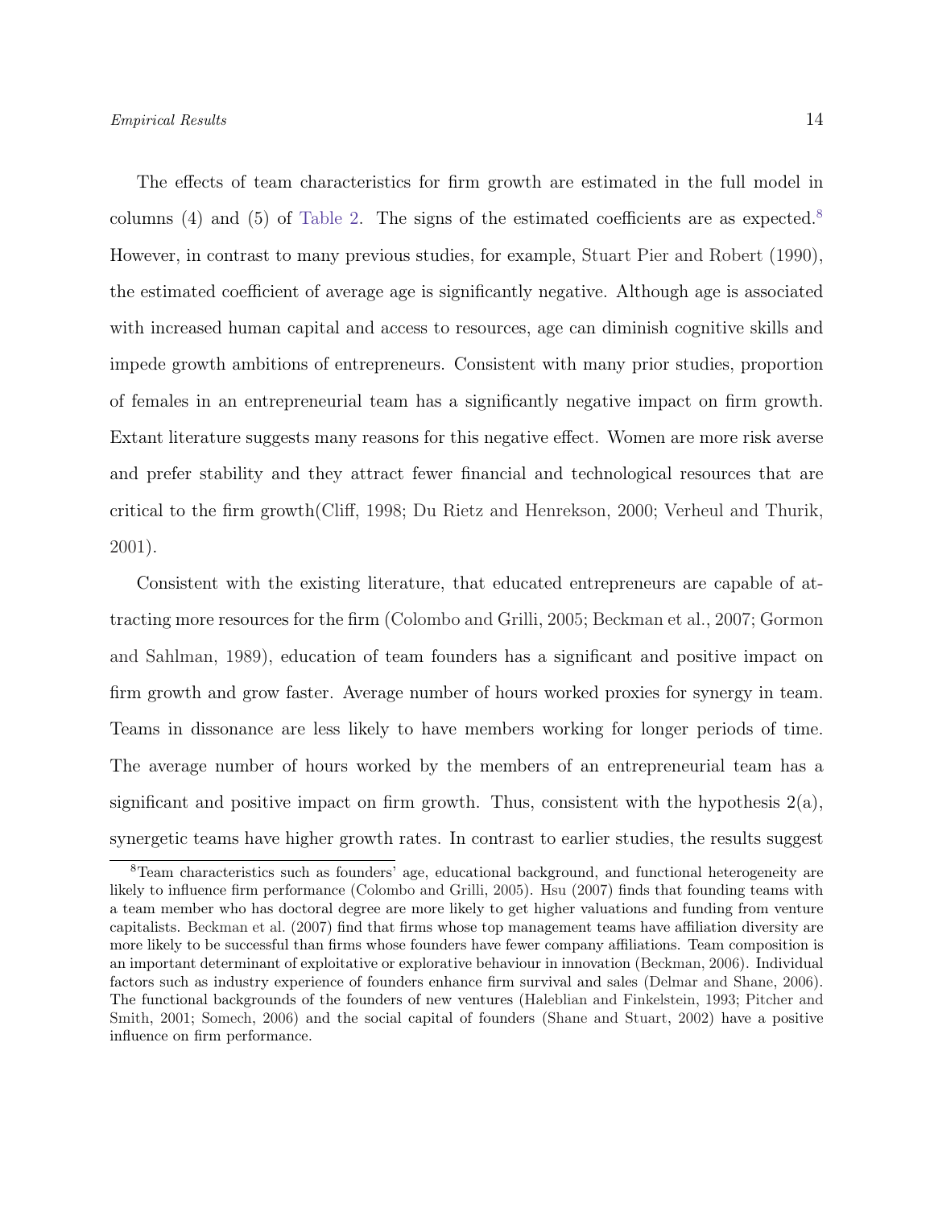The effects of team characteristics for firm growth are estimated in the full model in columns (4) and (5) of Table 2. The signs of the estimated coefficients are as expected.[8] However, in contrast to many previous studies, for example, Stuart Pier and Robert (1990), the estimated coefficient of average age is significantly negative. Although age is associated with increased human capital and access to resources, age can diminish cognitive skills and impede growth ambitions of entrepreneurs. Consistent with many prior studies, proportion of females in an entrepreneurial team has a significantly negative impact on firm growth. Extant literature suggests many reasons for this negative effect. Women are more risk averse and prefer stability and they attract fewer financial and technological resources that are critical to the firm growth(Cliff, 1998; Du Rietz and Henrekson, 2000; Verheul and Thurik, 2001).

Consistent with the existing literature, that educated entrepreneurs are capable of attracting more resources for the firm (Colombo and Grilli, 2005; Beckman et al., 2007; Gormon and Sahlman, 1989), education of team founders has a significant and positive impact on firm growth and grow faster. Average number of hours worked proxies for synergy in team. Teams in dissonance are less likely to have members working for longer periods of time. The average number of hours worked by the members of an entrepreneurial team has a significant and positive impact on firm growth. Thus, consistent with the hypothesis 2(a), synergetic teams have higher growth rates. In contrast to earlier studies, the results suggest

[8] Team characteristics such as founders' age, educational background, and functional heterogeneity are likely to influence firm performance (Colombo and Grilli, 2005). Hsu (2007) finds that founding teams with a team member who has doctoral degree are more likely to get higher valuations and funding from venture capitalists. Beckman et al. (2007) find that firms whose top management teams have affiliation diversity are more likely to be successful than firms whose founders have fewer company affiliations. Team composition is an important determinant of exploitative or explorative behaviour in innovation (Beckman, 2006). Individual factors such as industry experience of founders enhance firm survival and sales (Delmar and Shane, 2006). The functional backgrounds of the founders of new ventures (Haleblian and Finkelstein, 1993; Pitcher and Smith, 2001; Somech, 2006) and the social capital of founders (Shane and Stuart, 2002) have a positive influence on firm performance.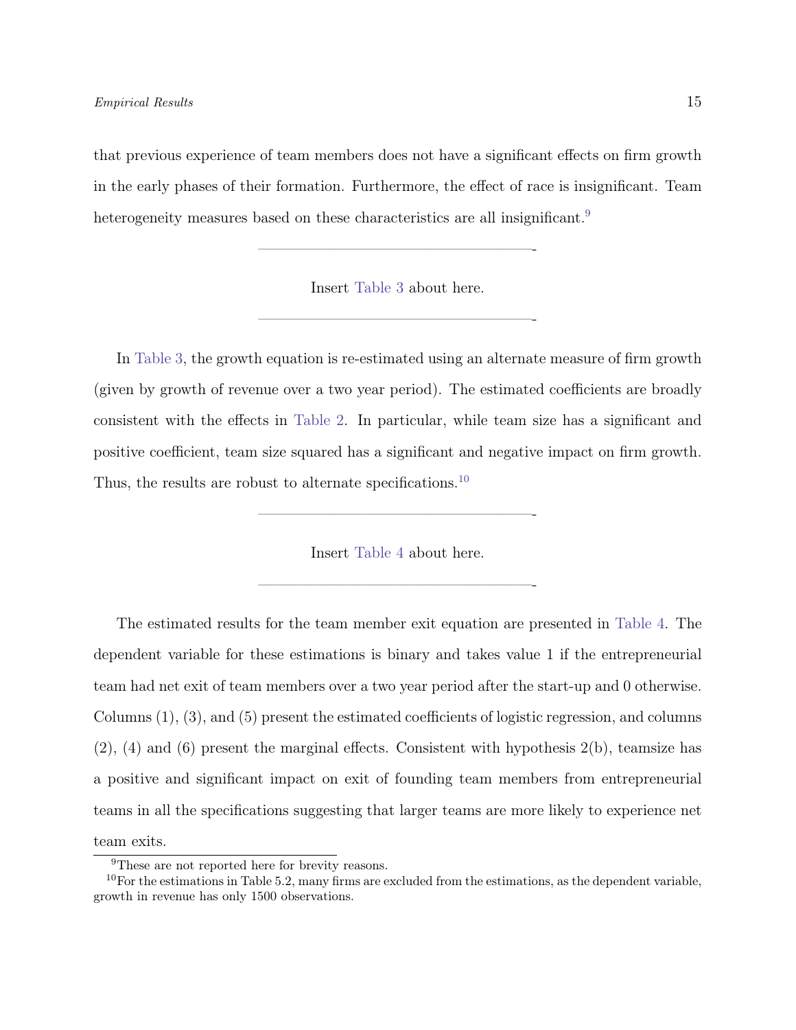that previous experience of team members does not have a significant effects on firm growth in the early phases of their formation. Furthermore, the effect of race is insignificant. Team heterogeneity measures based on these characteristics are all insignificant.[9]

---

Insert Table 3 about here.

---

In Table 3, the growth equation is re-estimated using an alternate measure of firm growth (given by growth of revenue over a two year period). The estimated coefficients are broadly consistent with the effects in Table 2. In particular, while team size has a significant and positive coefficient, team size squared has a significant and negative impact on firm growth. Thus, the results are robust to alternate specifications.[10]

---

Insert Table 4 about here.

---

The estimated results for the team member exit equation are presented in Table 4. The dependent variable for these estimations is binary and takes value 1 if the entrepreneurial team had net exit of team members over a two year period after the start-up and 0 otherwise. Columns (1), (3), and (5) present the estimated coefficients of logistic regression, and columns (2), (4) and (6) present the marginal effects. Consistent with hypothesis 2(b), teamsize has a positive and significant impact on exit of founding team members from entrepreneurial teams in all the specifications suggesting that larger teams are more likely to experience net team exits.

[9] These are not reported here for brevity reasons.

[10] For the estimations in Table 5.2, many firms are excluded from the estimations, as the dependent variable, growth in revenue has only 1500 observations.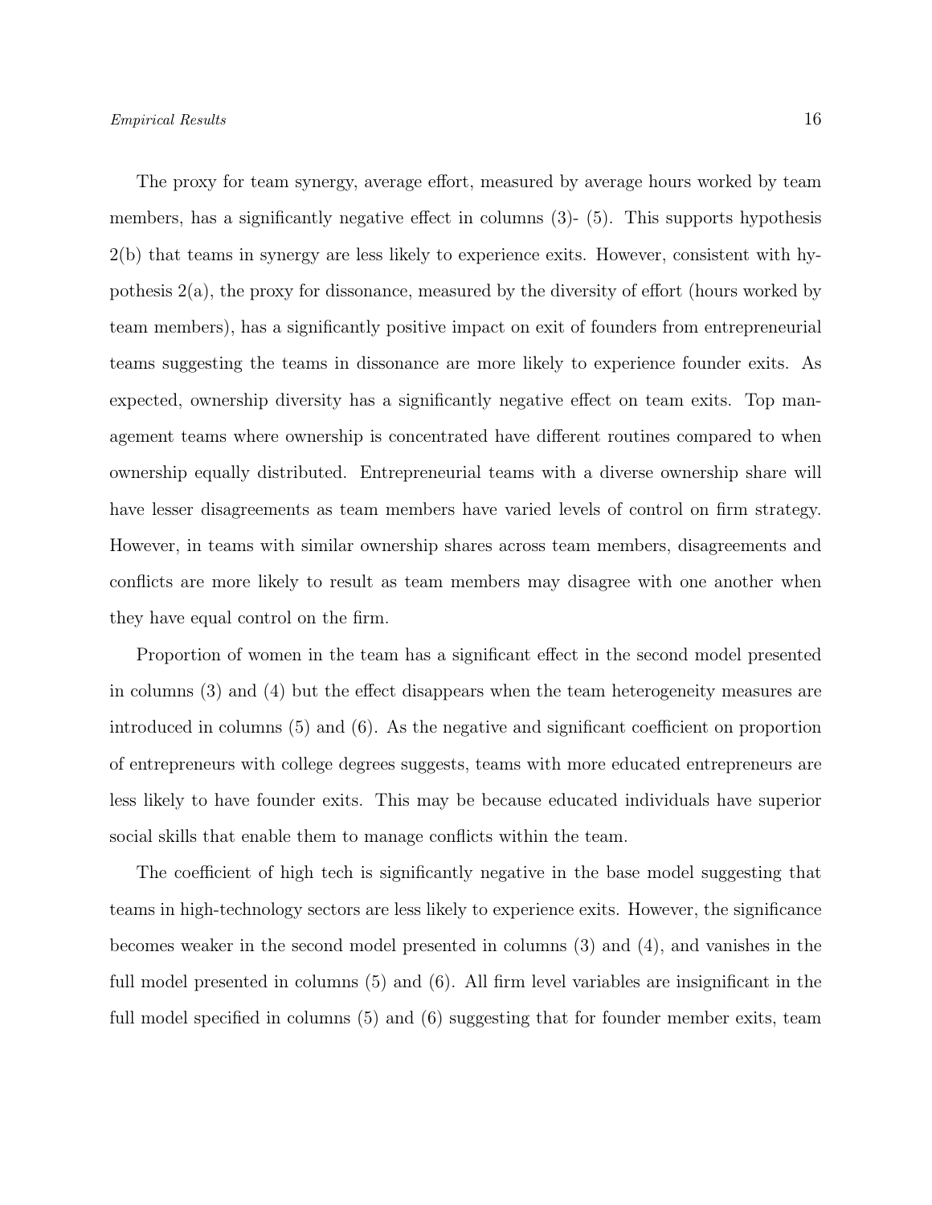The proxy for team synergy, average effort, measured by average hours worked by team members, has a significantly negative effect in columns (3)- (5). This supports hypothesis 2(b) that teams in synergy are less likely to experience exits. However, consistent with hypothesis 2(a), the proxy for dissonance, measured by the diversity of effort (hours worked by team members), has a significantly positive impact on exit of founders from entrepreneurial teams suggesting the teams in dissonance are more likely to experience founder exits. As expected, ownership diversity has a significantly negative effect on team exits. Top management teams where ownership is concentrated have different routines compared to when ownership equally distributed. Entrepreneurial teams with a diverse ownership share will have lesser disagreements as team members have varied levels of control on firm strategy. However, in teams with similar ownership shares across team members, disagreements and conflicts are more likely to result as team members may disagree with one another when they have equal control on the firm.

Proportion of women in the team has a significant effect in the second model presented in columns (3) and (4) but the effect disappears when the team heterogeneity measures are introduced in columns (5) and (6). As the negative and significant coefficient on proportion of entrepreneurs with college degrees suggests, teams with more educated entrepreneurs are less likely to have founder exits. This may be because educated individuals have superior social skills that enable them to manage conflicts within the team.

The coefficient of high tech is significantly negative in the base model suggesting that teams in high-technology sectors are less likely to experience exits. However, the significance becomes weaker in the second model presented in columns (3) and (4), and vanishes in the full model presented in columns (5) and (6). All firm level variables are insignificant in the full model specified in columns (5) and (6) suggesting that for founder member exits, team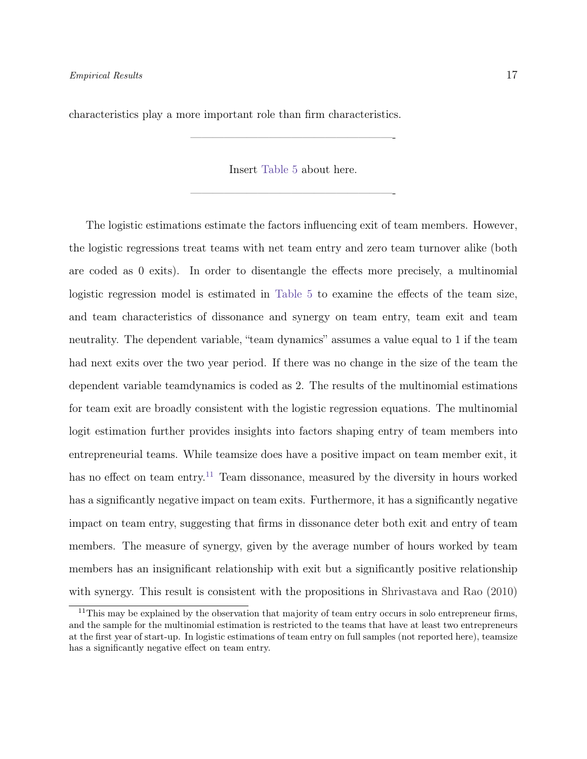characteristics play a more important role than firm characteristics.

---

Insert Table 5 about here.

---

The logistic estimations estimate the factors influencing exit of team members. However, the logistic regressions treat teams with net team entry and zero team turnover alike (both are coded as 0 exits). In order to disentangle the effects more precisely, a multinomial logistic regression model is estimated in Table 5 to examine the effects of the team size, and team characteristics of dissonance and synergy on team entry, team exit and team neutrality. The dependent variable, "team dynamics" assumes a value equal to 1 if the team had next exits over the two year period. If there was no change in the size of the team the dependent variable teamdynamics is coded as 2. The results of the multinomial estimations for team exit are broadly consistent with the logistic regression equations. The multinomial logit estimation further provides insights into factors shaping entry of team members into entrepreneurial teams. While teamsize does have a positive impact on team member exit, it has no effect on team entry.[11] Team dissonance, measured by the diversity in hours worked has a significantly negative impact on team exits. Furthermore, it has a significantly negative impact on team entry, suggesting that firms in dissonance deter both exit and entry of team members. The measure of synergy, given by the average number of hours worked by team members has an insignificant relationship with exit but a significantly positive relationship with synergy. This result is consistent with the propositions in Shrivastava and Rao (2010)

[11] This may be explained by the observation that majority of team entry occurs in solo entrepreneur firms, and the sample for the multinomial estimation is restricted to the teams that have at least two entrepreneurs at the first year of start-up. In logistic estimations of team entry on full samples (not reported here), teamsize has a significantly negative effect on team entry.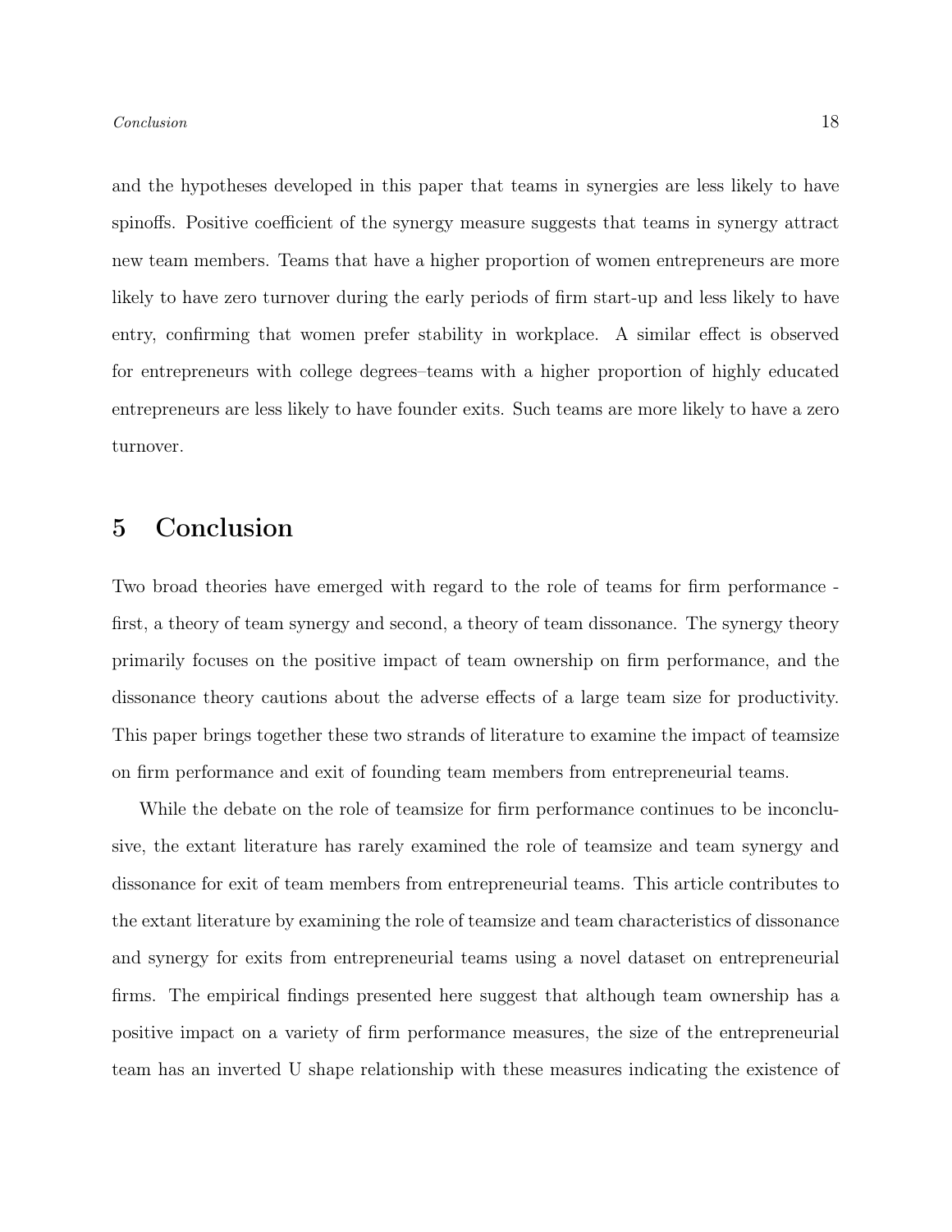and the hypotheses developed in this paper that teams in synergies are less likely to have spinoffs. Positive coefficient of the synergy measure suggests that teams in synergy attract new team members. Teams that have a higher proportion of women entrepreneurs are more likely to have zero turnover during the early periods of firm start-up and less likely to have entry, confirming that women prefer stability in workplace. A similar effect is observed for entrepreneurs with college degrees–teams with a higher proportion of highly educated entrepreneurs are less likely to have founder exits. Such teams are more likely to have a zero turnover.

# 5 Conclusion

Two broad theories have emerged with regard to the role of teams for firm performance - first, a theory of team synergy and second, a theory of team dissonance. The synergy theory primarily focuses on the positive impact of team ownership on firm performance, and the dissonance theory cautions about the adverse effects of a large team size for productivity. This paper brings together these two strands of literature to examine the impact of teamsize on firm performance and exit of founding team members from entrepreneurial teams.

While the debate on the role of teamsize for firm performance continues to be inconclusive, the extant literature has rarely examined the role of teamsize and team synergy and dissonance for exit of team members from entrepreneurial teams. This article contributes to the extant literature by examining the role of teamsize and team characteristics of dissonance and synergy for exits from entrepreneurial teams using a novel dataset on entrepreneurial firms. The empirical findings presented here suggest that although team ownership has a positive impact on a variety of firm performance measures, the size of the entrepreneurial team has an inverted U shape relationship with these measures indicating the existence of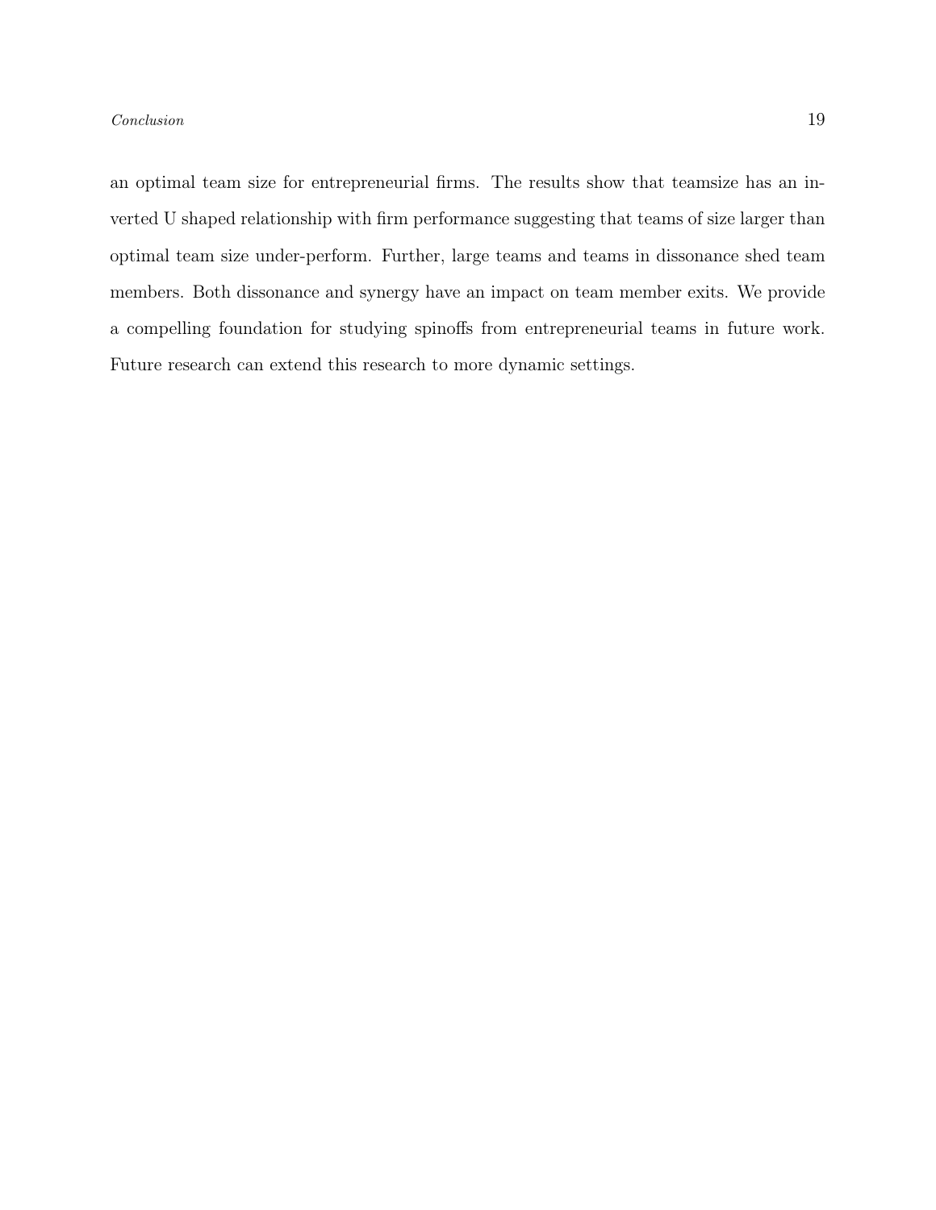an optimal team size for entrepreneurial firms. The results show that teamsize has an inverted U shaped relationship with firm performance suggesting that teams of size larger than optimal team size under-perform. Further, large teams and teams in dissonance shed team members. Both dissonance and synergy have an impact on team member exits. We provide a compelling foundation for studying spinoffs from entrepreneurial teams in future work. Future research can extend this research to more dynamic settings.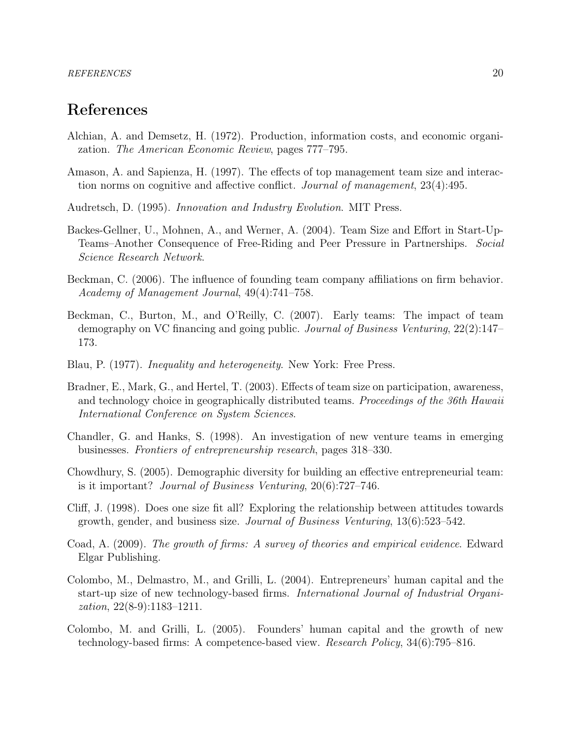# References

Alchian, A. and Demsetz, H. (1972). Production, information costs, and economic organization. *The American Economic Review*, pages 777–795.

Amason, A. and Sapienza, H. (1997). The effects of top management team size and interaction norms on cognitive and affective conflict. *Journal of management*, 23(4):495.

Audretsch, D. (1995). *Innovation and Industry Evolution*. MIT Press.

Backes-Gellner, U., Mohnen, A., and Werner, A. (2004). Team Size and Effort in Start-Up-Teams–Another Consequence of Free-Riding and Peer Pressure in Partnerships. *Social Science Research Network*.

Beckman, C. (2006). The influence of founding team company affiliations on firm behavior. *Academy of Management Journal*, 49(4):741–758.

Beckman, C., Burton, M., and O'Reilly, C. (2007). Early teams: The impact of team demography on VC financing and going public. *Journal of Business Venturing*, 22(2):147–173.

Blau, P. (1977). *Inequality and heterogeneity*. New York: Free Press.

Bradner, E., Mark, G., and Hertel, T. (2003). Effects of team size on participation, awareness, and technology choice in geographically distributed teams. *Proceedings of the 36th Hawaii International Conference on System Sciences*.

Chandler, G. and Hanks, S. (1998). An investigation of new venture teams in emerging businesses. *Frontiers of entrepreneurship research*, pages 318–330.

Chowdhury, S. (2005). Demographic diversity for building an effective entrepreneurial team: is it important? *Journal of Business Venturing*, 20(6):727–746.

Cliff, J. (1998). Does one size fit all? Exploring the relationship between attitudes towards growth, gender, and business size. *Journal of Business Venturing*, 13(6):523–542.

Coad, A. (2009). *The growth of firms: A survey of theories and empirical evidence*. Edward Elgar Publishing.

Colombo, M., Delmastro, M., and Grilli, L. (2004). Entrepreneurs' human capital and the start-up size of new technology-based firms. *International Journal of Industrial Organization*, 22(8-9):1183–1211.

Colombo, M. and Grilli, L. (2005). Founders' human capital and the growth of new technology-based firms: A competence-based view. *Research Policy*, 34(6):795–816.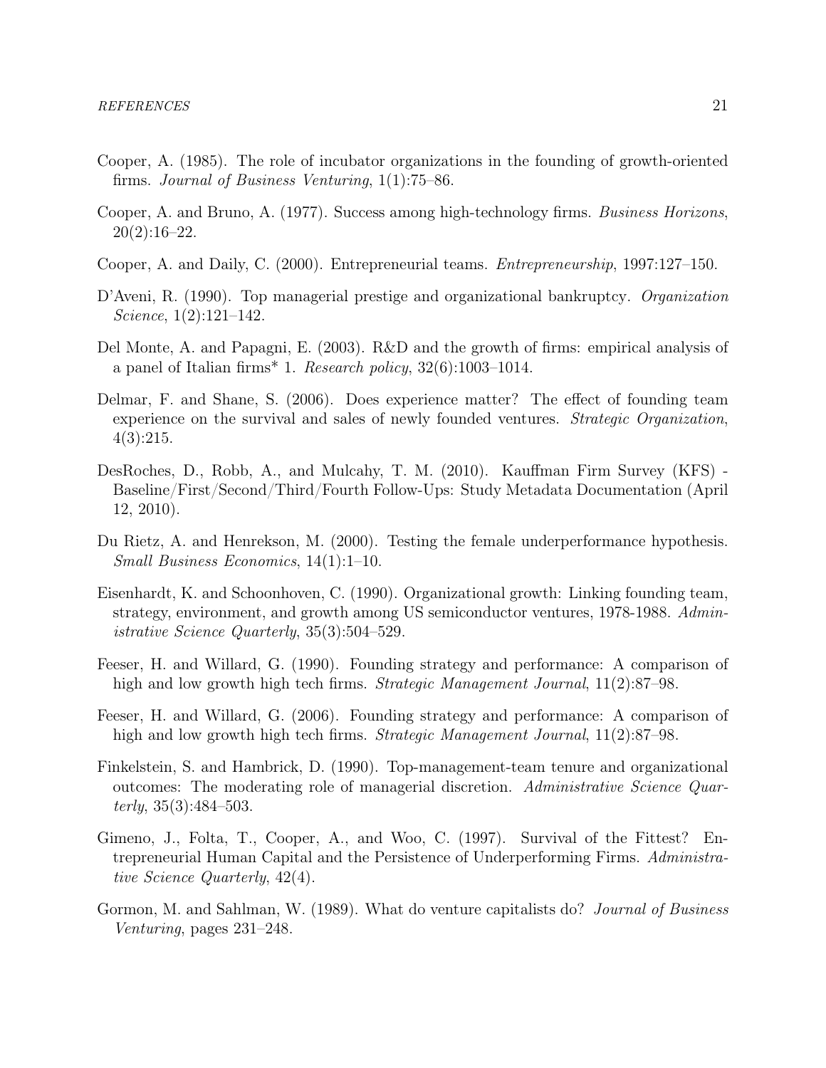Cooper, A. (1985). The role of incubator organizations in the founding of growth-oriented firms. *Journal of Business Venturing*, 1(1):75–86.

Cooper, A. and Bruno, A. (1977). Success among high-technology firms. *Business Horizons*, 20(2):16–22.

Cooper, A. and Daily, C. (2000). Entrepreneurial teams. *Entrepreneurship*, 1997:127–150.

D'Aveni, R. (1990). Top managerial prestige and organizational bankruptcy. *Organization Science*, 1(2):121–142.

Del Monte, A. and Papagni, E. (2003). R&D and the growth of firms: empirical analysis of a panel of Italian firms* 1. *Research policy*, 32(6):1003–1014.

Delmar, F. and Shane, S. (2006). Does experience matter? The effect of founding team experience on the survival and sales of newly founded ventures. *Strategic Organization*, 4(3):215.

DesRoches, D., Robb, A., and Mulcahy, T. M. (2010). Kauffman Firm Survey (KFS) - Baseline/First/Second/Third/Fourth Follow-Ups: Study Metadata Documentation (April 12, 2010).

Du Rietz, A. and Henrekson, M. (2000). Testing the female underperformance hypothesis. *Small Business Economics*, 14(1):1–10.

Eisenhardt, K. and Schoonhoven, C. (1990). Organizational growth: Linking founding team, strategy, environment, and growth among US semiconductor ventures, 1978-1988. *Administrative Science Quarterly*, 35(3):504–529.

Feeser, H. and Willard, G. (1990). Founding strategy and performance: A comparison of high and low growth high tech firms. *Strategic Management Journal*, 11(2):87–98.

Feeser, H. and Willard, G. (2006). Founding strategy and performance: A comparison of high and low growth high tech firms. *Strategic Management Journal*, 11(2):87–98.

Finkelstein, S. and Hambrick, D. (1990). Top-management-team tenure and organizational outcomes: The moderating role of managerial discretion. *Administrative Science Quarterly*, 35(3):484–503.

Gimeno, J., Folta, T., Cooper, A., and Woo, C. (1997). Survival of the Fittest? Entrepreneurial Human Capital and the Persistence of Underperforming Firms. *Administrative Science Quarterly*, 42(4).

Gormon, M. and Sahlman, W. (1989). What do venture capitalists do? *Journal of Business Venturing*, pages 231–248.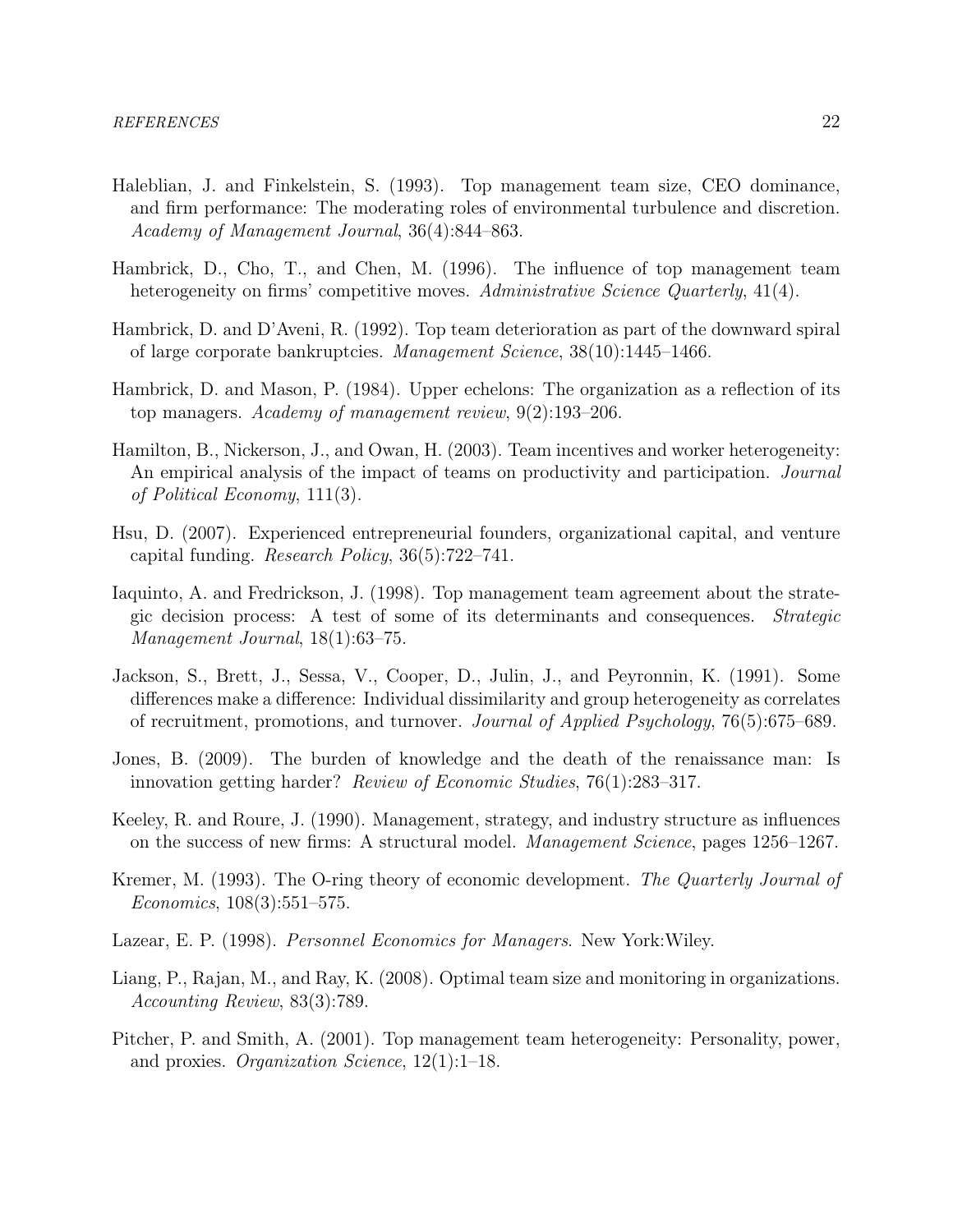Haleblian, J. and Finkelstein, S. (1993). Top management team size, CEO dominance, and firm performance: The moderating roles of environmental turbulence and discretion. *Academy of Management Journal*, 36(4):844–863.

Hambrick, D., Cho, T., and Chen, M. (1996). The influence of top management team heterogeneity on firms' competitive moves. *Administrative Science Quarterly*, 41(4).

Hambrick, D. and D'Aveni, R. (1992). Top team deterioration as part of the downward spiral of large corporate bankruptcies. *Management Science*, 38(10):1445–1466.

Hambrick, D. and Mason, P. (1984). Upper echelons: The organization as a reflection of its top managers. *Academy of management review*, 9(2):193–206.

Hamilton, B., Nickerson, J., and Owan, H. (2003). Team incentives and worker heterogeneity: An empirical analysis of the impact of teams on productivity and participation. *Journal of Political Economy*, 111(3).

Hsu, D. (2007). Experienced entrepreneurial founders, organizational capital, and venture capital funding. *Research Policy*, 36(5):722–741.

Iaquinto, A. and Fredrickson, J. (1998). Top management team agreement about the strategic decision process: A test of some of its determinants and consequences. *Strategic Management Journal*, 18(1):63–75.

Jackson, S., Brett, J., Sessa, V., Cooper, D., Julin, J., and Peyronnin, K. (1991). Some differences make a difference: Individual dissimilarity and group heterogeneity as correlates of recruitment, promotions, and turnover. *Journal of Applied Psychology*, 76(5):675–689.

Jones, B. (2009). The burden of knowledge and the death of the renaissance man: Is innovation getting harder? *Review of Economic Studies*, 76(1):283–317.

Keeley, R. and Roure, J. (1990). Management, strategy, and industry structure as influences on the success of new firms: A structural model. *Management Science*, pages 1256–1267.

Kremer, M. (1993). The O-ring theory of economic development. *The Quarterly Journal of Economics*, 108(3):551–575.

Lazear, E. P. (1998). *Personnel Economics for Managers*. New York:Wiley.

Liang, P., Rajan, M., and Ray, K. (2008). Optimal team size and monitoring in organizations. *Accounting Review*, 83(3):789.

Pitcher, P. and Smith, A. (2001). Top management team heterogeneity: Personality, power, and proxies. *Organization Science*, 12(1):1–18.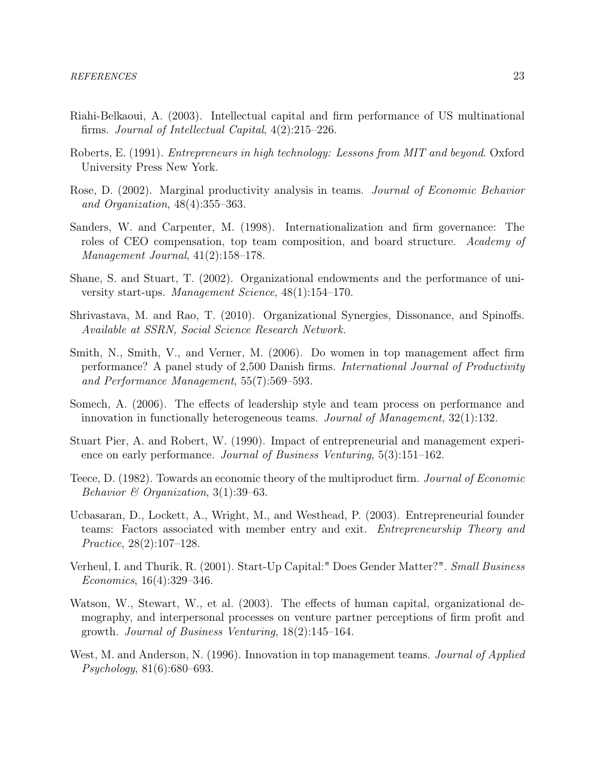Riahi-Belkaoui, A. (2003). Intellectual capital and firm performance of US multinational firms. *Journal of Intellectual Capital*, 4(2):215–226.

Roberts, E. (1991). *Entrepreneurs in high technology: Lessons from MIT and beyond*. Oxford University Press New York.

Rose, D. (2002). Marginal productivity analysis in teams. *Journal of Economic Behavior and Organization*, 48(4):355–363.

Sanders, W. and Carpenter, M. (1998). Internationalization and firm governance: The roles of CEO compensation, top team composition, and board structure. *Academy of Management Journal*, 41(2):158–178.

Shane, S. and Stuart, T. (2002). Organizational endowments and the performance of university start-ups. *Management Science*, 48(1):154–170.

Shrivastava, M. and Rao, T. (2010). Organizational Synergies, Dissonance, and Spinoffs. *Available at SSRN, Social Science Research Network.*

Smith, N., Smith, V., and Verner, M. (2006). Do women in top management affect firm performance? A panel study of 2,500 Danish firms. *International Journal of Productivity and Performance Management*, 55(7):569–593.

Somech, A. (2006). The effects of leadership style and team process on performance and innovation in functionally heterogeneous teams. *Journal of Management*, 32(1):132.

Stuart Pier, A. and Robert, W. (1990). Impact of entrepreneurial and management experience on early performance. *Journal of Business Venturing*, 5(3):151–162.

Teece, D. (1982). Towards an economic theory of the multiproduct firm. *Journal of Economic Behavior & Organization*, 3(1):39–63.

Ucbasaran, D., Lockett, A., Wright, M., and Westhead, P. (2003). Entrepreneurial founder teams: Factors associated with member entry and exit. *Entrepreneurship Theory and Practice*, 28(2):107–128.

Verheul, I. and Thurik, R. (2001). Start-Up Capital:" Does Gender Matter?". *Small Business Economics*, 16(4):329–346.

Watson, W., Stewart, W., et al. (2003). The effects of human capital, organizational demography, and interpersonal processes on venture partner perceptions of firm profit and growth. *Journal of Business Venturing*, 18(2):145–164.

West, M. and Anderson, N. (1996). Innovation in top management teams. *Journal of Applied Psychology*, 81(6):680–693.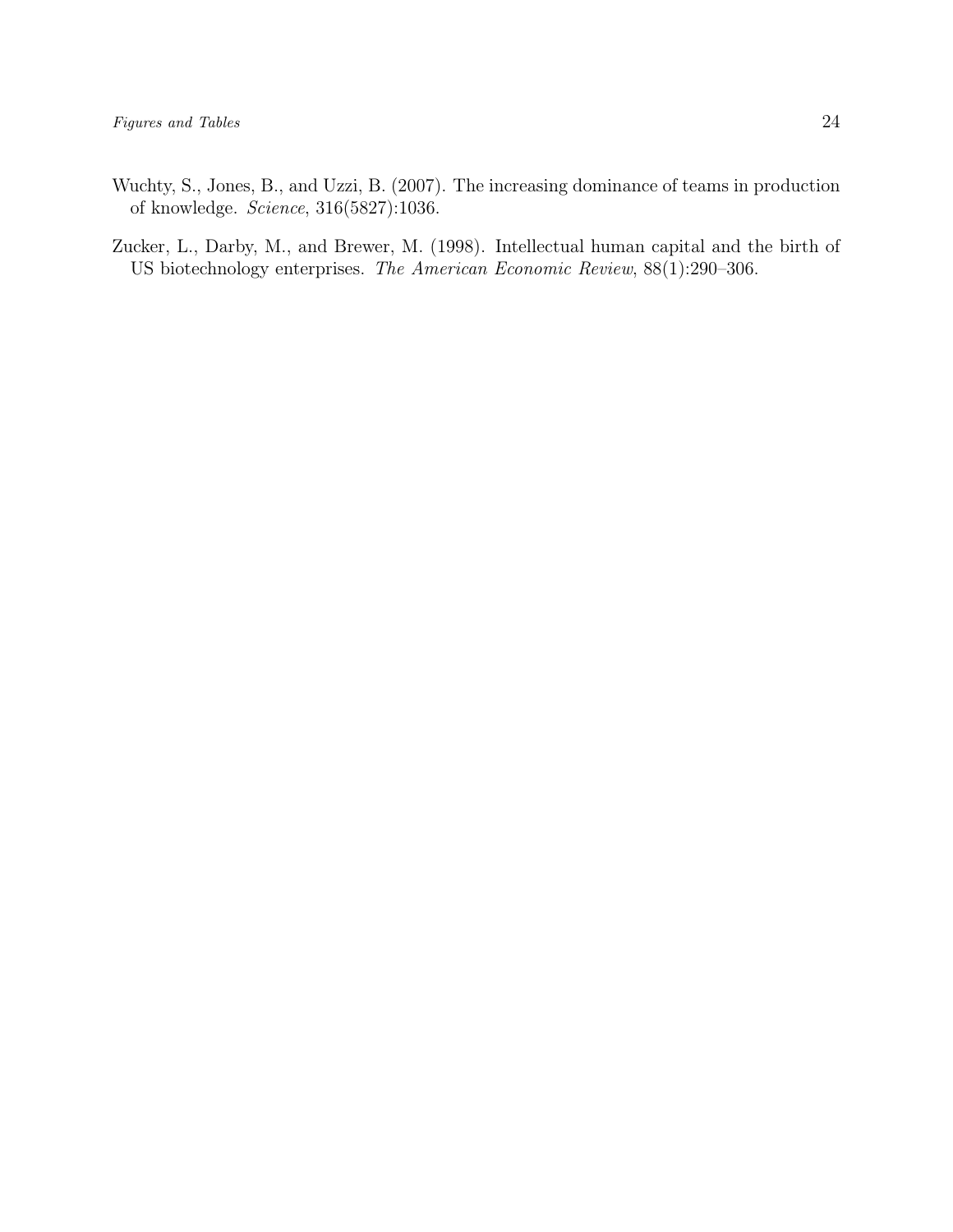Wuchty, S., Jones, B., and Uzzi, B. (2007). The increasing dominance of teams in production of knowledge. *Science*, 316(5827):1036.

Zucker, L., Darby, M., and Brewer, M. (1998). Intellectual human capital and the birth of US biotechnology enterprises. *The American Economic Review*, 88(1):290–306.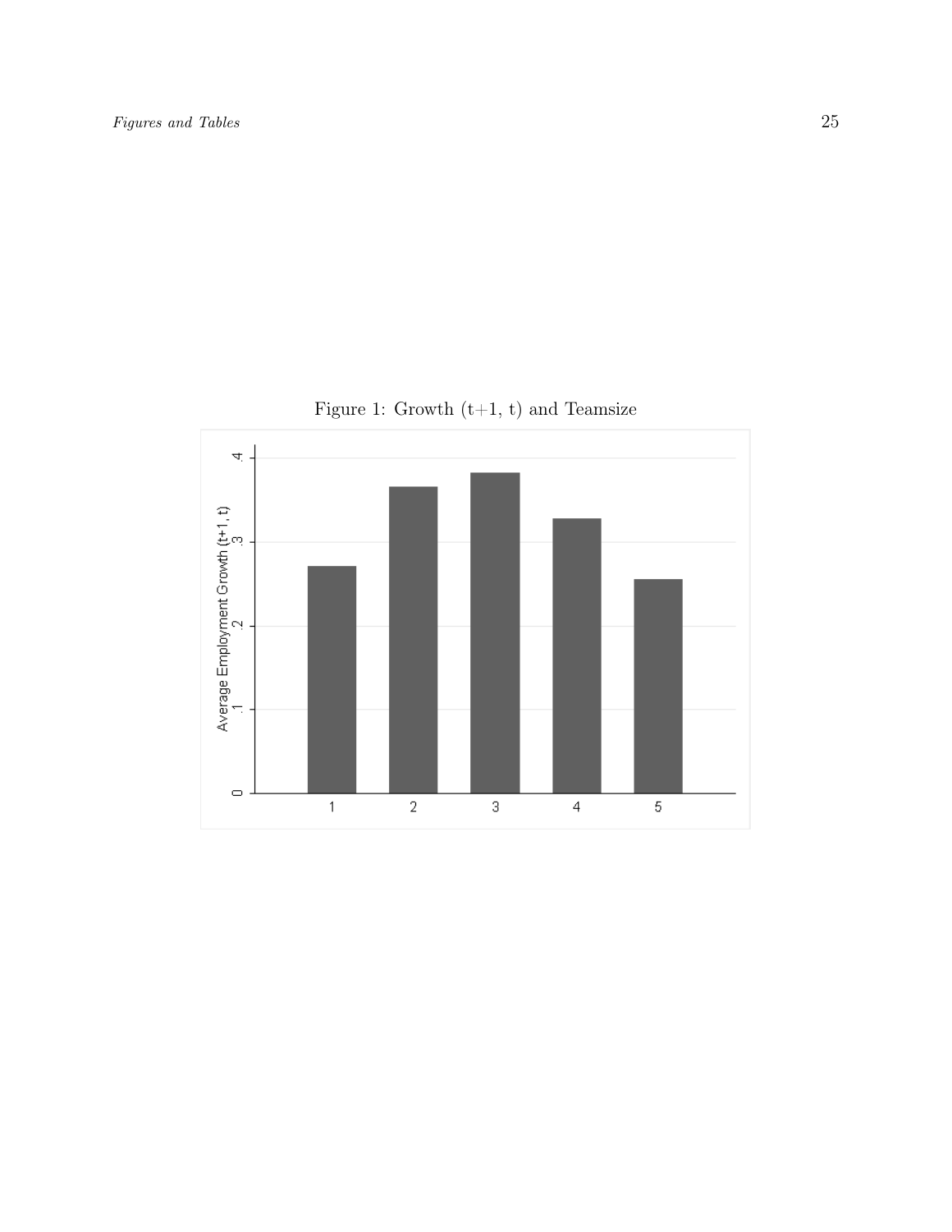Figure 1: Growth (t+1, t) and Teamsize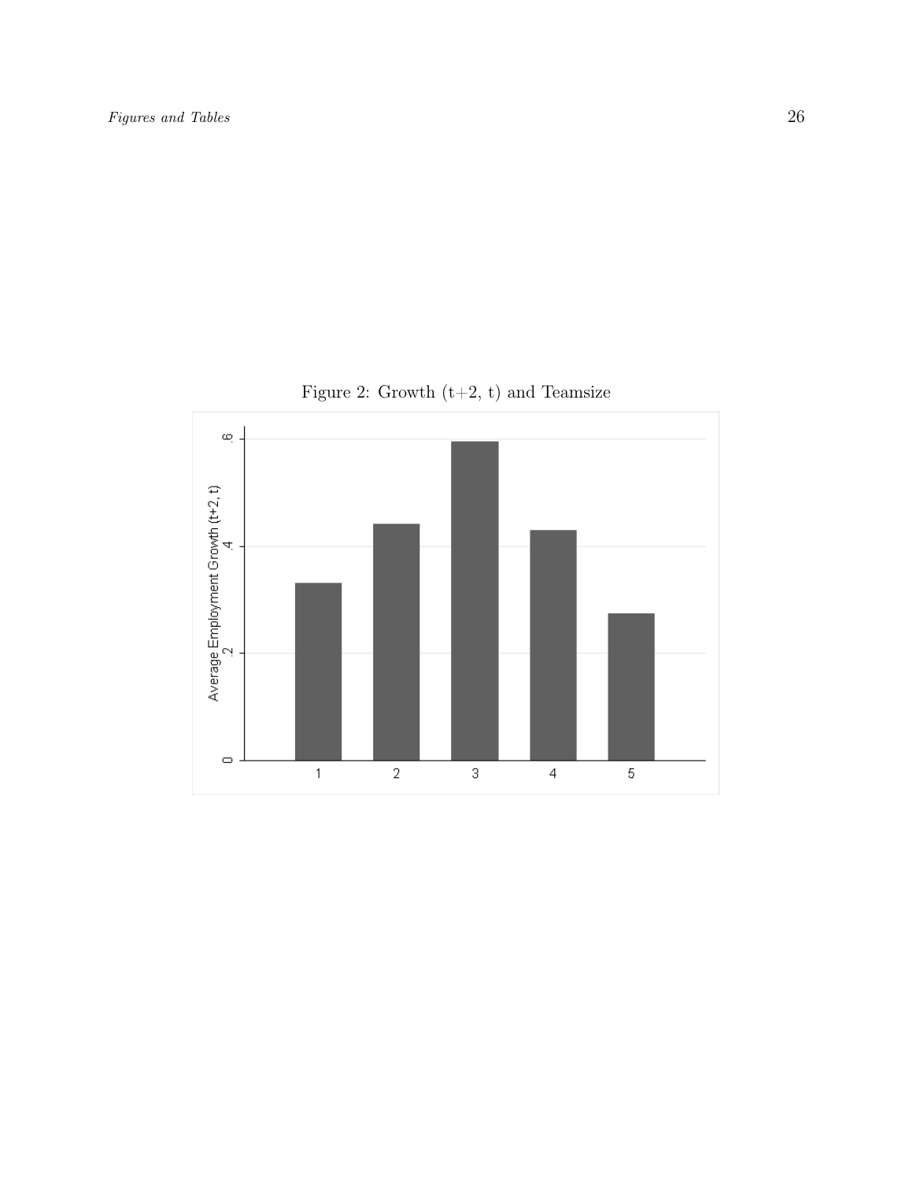Figure 2: Growth (t+2, t) and Teamsize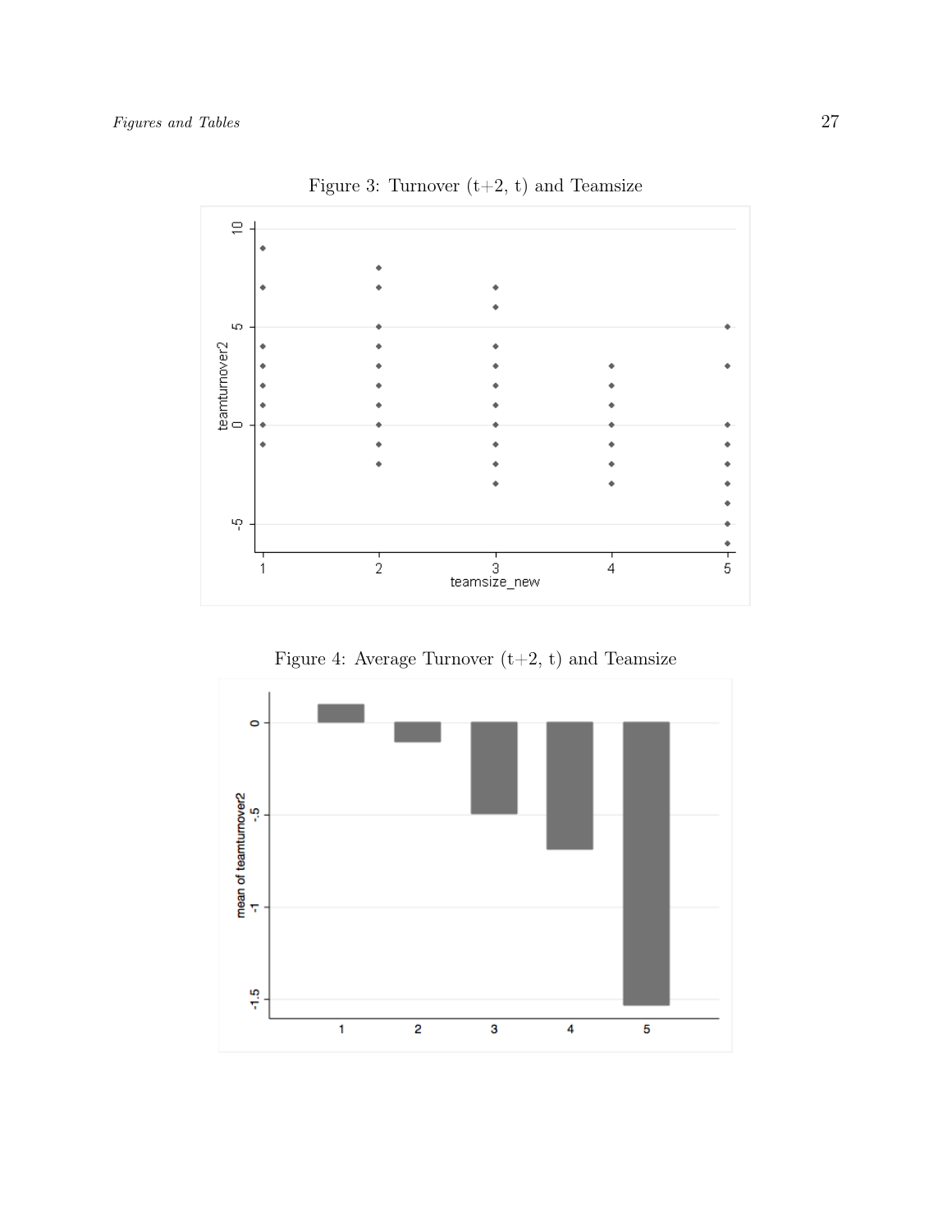Figure 3: Turnover (t+2, t) and Teamsize

Figure 4: Average Turnover (t+2, t) and Teamsize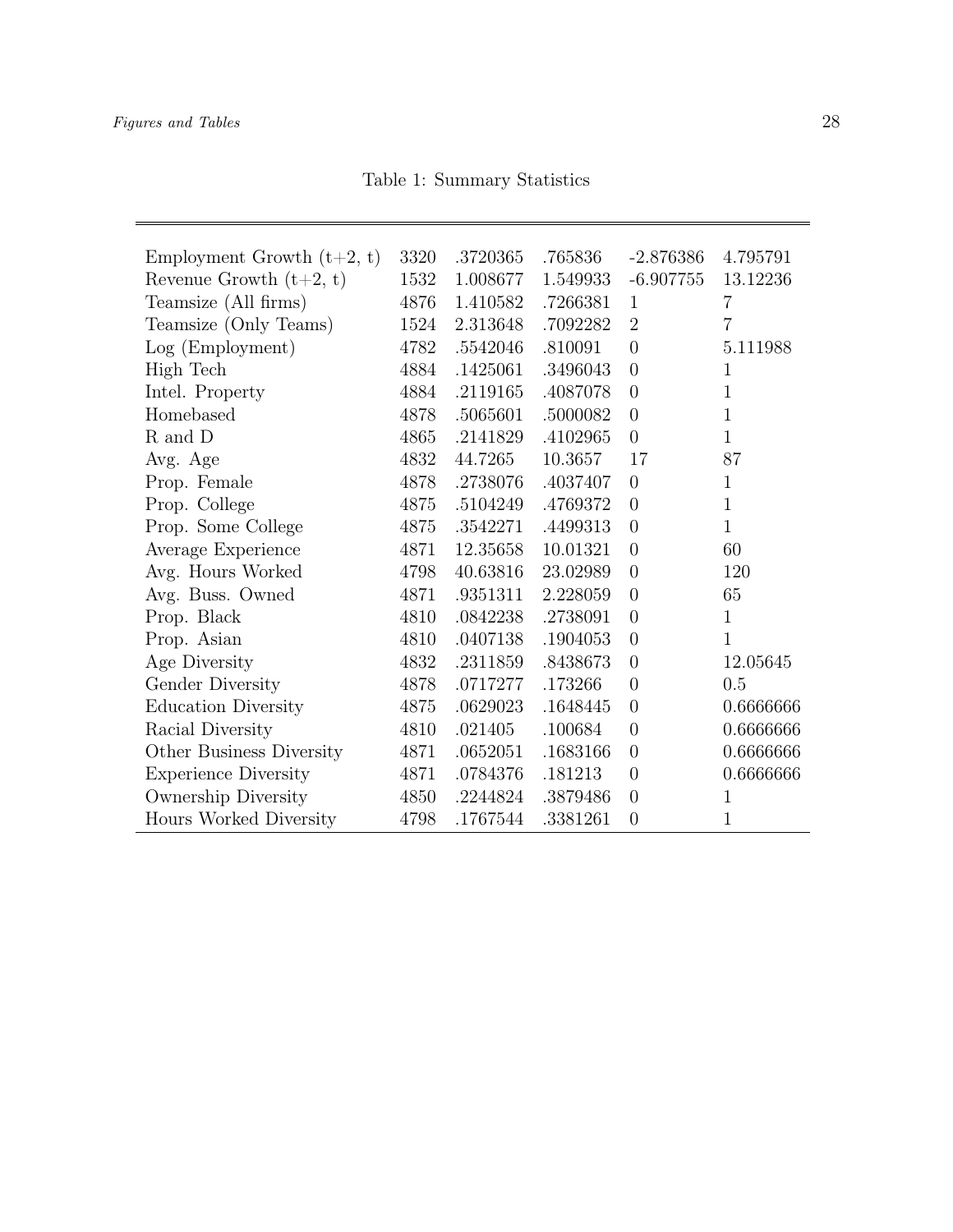Table 1: Summary Statistics

| | | | | | |
|---|---|---|---|---|---|
| Employment Growth (t+2, t) | 3320 | .3720365 | .765836 | -2.876386 | 4.795791 |
| Revenue Growth (t+2, t) | 1532 | 1.008677 | 1.549933 | -6.907755 | 13.12236 |
| Teamsize (All firms) | 4876 | 1.410582 | .7266381 | 1 | 7 |
| Teamsize (Only Teams) | 1524 | 2.313648 | .7092282 | 2 | 7 |
| Log (Employment) | 4782 | .5542046 | .810091 | 0 | 5.111988 |
| High Tech | 4884 | .1425061 | .3496043 | 0 | 1 |
| Intel. Property | 4884 | .2119165 | .4087078 | 0 | 1 |
| Homebased | 4878 | .5065601 | .5000082 | 0 | 1 |
| R and D | 4865 | .2141829 | .4102965 | 0 | 1 |
| Avg. Age | 4832 | 44.7265 | 10.3657 | 17 | 87 |
| Prop. Female | 4878 | .2738076 | .4037407 | 0 | 1 |
| Prop. College | 4875 | .5104249 | .4769372 | 0 | 1 |
| Prop. Some College | 4875 | .3542271 | .4499313 | 0 | 1 |
| Average Experience | 4871 | 12.35658 | 10.01321 | 0 | 60 |
| Avg. Hours Worked | 4798 | 40.63816 | 23.02989 | 0 | 120 |
| Avg. Buss. Owned | 4871 | .9351311 | 2.228059 | 0 | 65 |
| Prop. Black | 4810 | .0842238 | .2738091 | 0 | 1 |
| Prop. Asian | 4810 | .0407138 | .1904053 | 0 | 1 |
| Age Diversity | 4832 | .2311859 | .8438673 | 0 | 12.05645 |
| Gender Diversity | 4878 | .0717277 | .173266 | 0 | 0.5 |
| Education Diversity | 4875 | .0629023 | .1648445 | 0 | 0.6666666 |
| Racial Diversity | 4810 | .021405 | .100684 | 0 | 0.6666666 |
| Other Business Diversity | 4871 | .0652051 | .1683166 | 0 | 0.6666666 |
| Experience Diversity | 4871 | .0784376 | .181213 | 0 | 0.6666666 |
| Ownership Diversity | 4850 | .2244824 | .3879486 | 0 | 1 |
| Hours Worked Diversity | 4798 | .1767544 | .3381261 | 0 | 1 |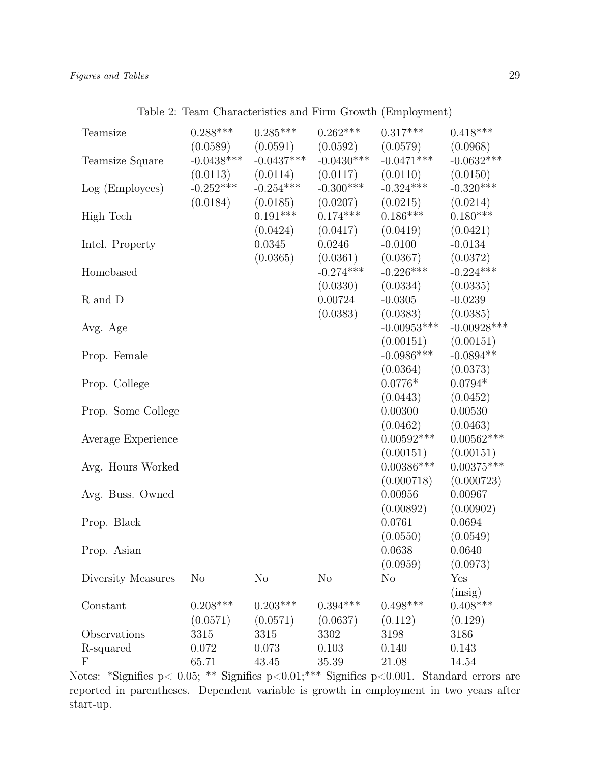Table 2: Team Characteristics and Firm Growth (Employment)

| | | | | | |
|---|---|---|---|---|---|
| Teamsize | 0.288*** | 0.285*** | 0.262*** | 0.317*** | 0.418*** |
| | (0.0589) | (0.0591) | (0.0592) | (0.0579) | (0.0968) |
| Teamsize Square | -0.0438*** | -0.0437*** | -0.0430*** | -0.0471*** | -0.0632*** |
| | (0.0113) | (0.0114) | (0.0117) | (0.0110) | (0.0150) |
| Log (Employees) | -0.252*** | -0.254*** | -0.300*** | -0.324*** | -0.320*** |
| | (0.0184) | (0.0185) | (0.0207) | (0.0215) | (0.0214) |
| High Tech | | 0.191*** | 0.174*** | 0.186*** | 0.180*** |
| | | (0.0424) | (0.0417) | (0.0419) | (0.0421) |
| Intel. Property | | 0.0345 | 0.0246 | -0.0100 | -0.0134 |
| | | (0.0365) | (0.0361) | (0.0367) | (0.0372) |
| Homebased | | | -0.274*** | -0.226*** | -0.224*** |
| | | | (0.0330) | (0.0334) | (0.0335) |
| R and D | | | 0.00724 | -0.0305 | -0.0239 |
| | | | (0.0383) | (0.0383) | (0.0385) |
| Avg. Age | | | | -0.00953*** | -0.00928*** |
| | | | | (0.00151) | (0.00151) |
| Prop. Female | | | | -0.0986*** | -0.0894** |
| | | | | (0.0364) | (0.0373) |
| Prop. College | | | | 0.0776* | 0.0794* |
| | | | | (0.0443) | (0.0452) |
| Prop. Some College | | | | 0.00300 | 0.00530 |
| | | | | (0.0462) | (0.0463) |
| Average Experience | | | | 0.00592*** | 0.00562*** |
| | | | | (0.00151) | (0.00151) |
| Avg. Hours Worked | | | | 0.00386*** | 0.00375*** |
| | | | | (0.000718) | (0.000723) |
| Avg. Buss. Owned | | | | 0.00956 | 0.00967 |
| | | | | (0.00892) | (0.00902) |
| Prop. Black | | | | 0.0761 | 0.0694 |
| | | | | (0.0550) | (0.0549) |
| Prop. Asian | | | | 0.0638 | 0.0640 |
| | | | | (0.0959) | (0.0973) |
| Diversity Measures | No | No | No | No | Yes |
| | | | | | (insig) |
| Constant | 0.208*** | 0.203*** | 0.394*** | 0.498*** | 0.408*** |
| | (0.0571) | (0.0571) | (0.0637) | (0.112) | (0.129) |
| Observations | 3315 | 3315 | 3302 | 3198 | 3186 |
| R-squared | 0.072 | 0.073 | 0.103 | 0.140 | 0.143 |
| F | 65.71 | 43.45 | 35.39 | 21.08 | 14.54 |

Notes: *Signifies $p < 0.05$; ** Signifies $p < 0.01$;*** Signifies $p < 0.001$. Standard errors are reported in parentheses. Dependent variable is growth in employment in two years after start-up.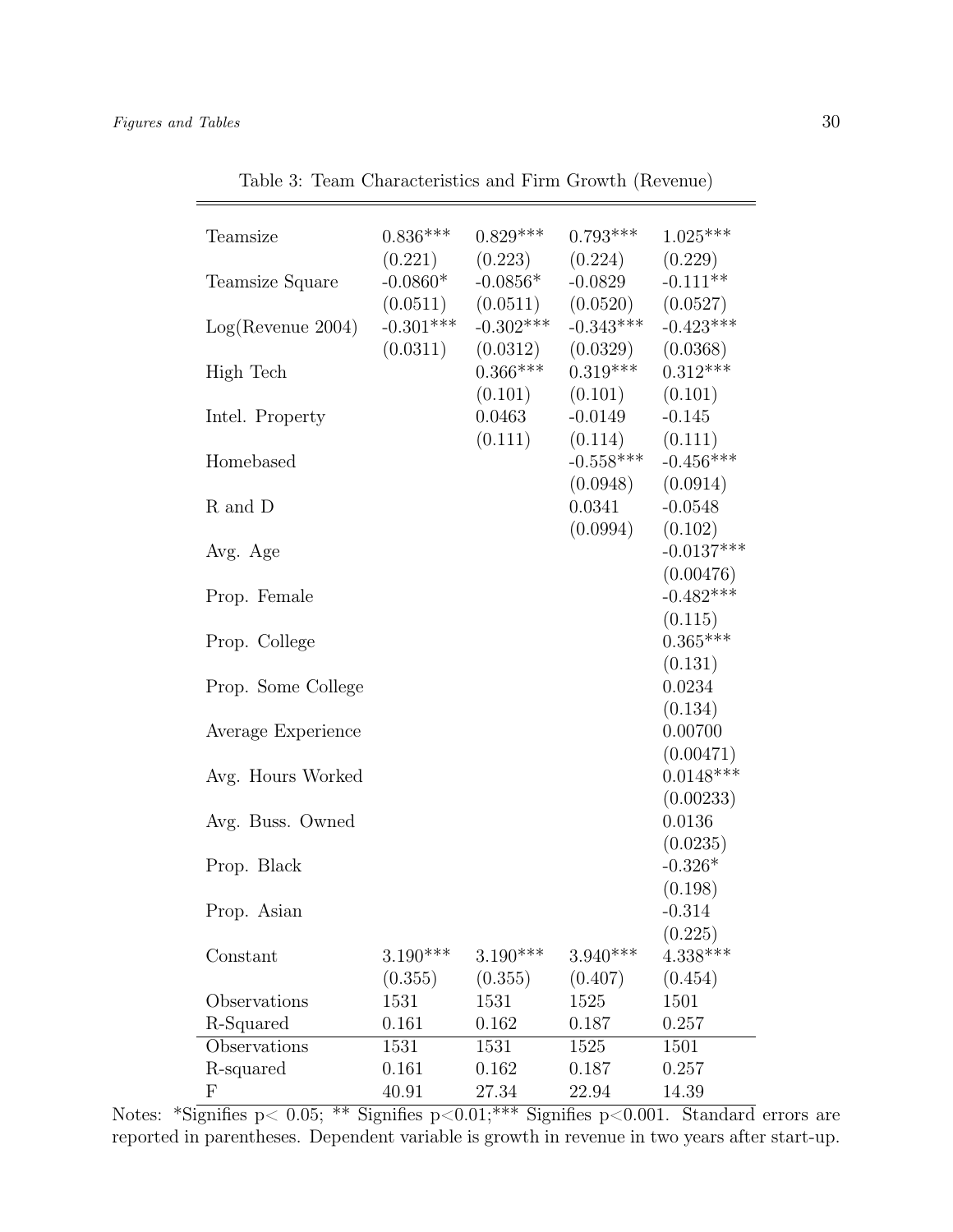Table 3: Team Characteristics and Firm Growth (Revenue)

| | | | | |
|---|---|---|---|---|
| Teamsize | 0.836*** | 0.829*** | 0.793*** | 1.025*** |
| | (0.221) | (0.223) | (0.224) | (0.229) |
| Teamsize Square | -0.0860* | -0.0856* | -0.0829 | -0.111** |
| | (0.0511) | (0.0511) | (0.0520) | (0.0527) |
| Log(Revenue 2004) | -0.301*** | -0.302*** | -0.343*** | -0.423*** |
| | (0.0311) | (0.0312) | (0.0329) | (0.0368) |
| High Tech | | 0.366*** | 0.319*** | 0.312*** |
| | | (0.101) | (0.101) | (0.101) |
| Intel. Property | | 0.0463 | -0.0149 | -0.145 |
| | | (0.111) | (0.114) | (0.111) |
| Homebased | | | -0.558*** | -0.456*** |
| | | | (0.0948) | (0.0914) |
| R and D | | | 0.0341 | -0.0548 |
| | | | (0.0994) | (0.102) |
| Avg. Age | | | | -0.0137*** |
| | | | | (0.00476) |
| Prop. Female | | | | -0.482*** |
| | | | | (0.115) |
| Prop. College | | | | 0.365*** |
| | | | | (0.131) |
| Prop. Some College | | | | 0.0234 |
| | | | | (0.134) |
| Average Experience | | | | 0.00700 |
| | | | | (0.00471) |
| Avg. Hours Worked | | | | 0.0148*** |
| | | | | (0.00233) |
| Avg. Buss. Owned | | | | 0.0136 |
| | | | | (0.0235) |
| Prop. Black | | | | -0.326* |
| | | | | (0.198) |
| Prop. Asian | | | | -0.314 |
| | | | | (0.225) |
| Constant | 3.190*** | 3.190*** | 3.940*** | 4.338*** |
| | (0.355) | (0.355) | (0.407) | (0.454) |
| Observations | 1531 | 1531 | 1525 | 1501 |
| R-Squared | 0.161 | 0.162 | 0.187 | 0.257 |
| Observations | 1531 | 1531 | 1525 | 1501 |
| R-squared | 0.161 | 0.162 | 0.187 | 0.257 |
| F | 40.91 | 27.34 | 22.94 | 14.39 |

Notes: *Signifies $p < 0.05$; ** Signifies $p<0.01$;*** Signifies $p<0.001$. Standard errors are reported in parentheses. Dependent variable is growth in revenue in two years after start-up.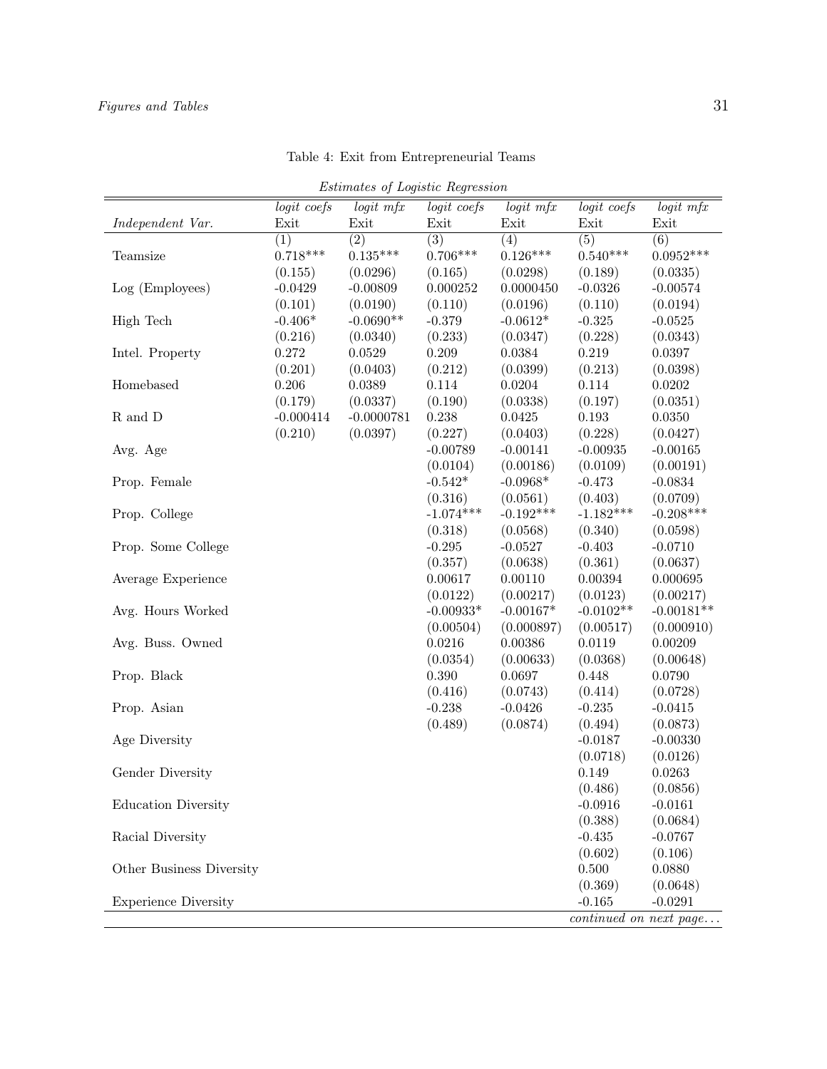Table 4: Exit from Entrepreneurial Teams

*Estimates of Logistic Regression*

| | *logit coefs* | *logit mfx* | *logit coefs* | *logit mfx* | *logit coefs* | *logit mfx* |
|---|---|---|---|---|---|---|
| *Independent Var.* | Exit | Exit | Exit | Exit | Exit | Exit |
| | (1) | (2) | (3) | (4) | (5) | (6) |
| Teamsize | 0.718*** | 0.135*** | 0.706*** | 0.126*** | 0.540*** | 0.0952*** |
| | (0.155) | (0.0296) | (0.165) | (0.0298) | (0.189) | (0.0335) |
| Log (Employees) | -0.0429 | -0.00809 | 0.000252 | 0.0000450 | -0.0326 | -0.00574 |
| | (0.101) | (0.0190) | (0.110) | (0.0196) | (0.110) | (0.0194) |
| High Tech | -0.406* | -0.0690** | -0.379 | -0.0612* | -0.325 | -0.0525 |
| | (0.216) | (0.0340) | (0.233) | (0.0347) | (0.228) | (0.0343) |
| Intel. Property | 0.272 | 0.0529 | 0.209 | 0.0384 | 0.219 | 0.0397 |
| | (0.201) | (0.0403) | (0.212) | (0.0399) | (0.213) | (0.0398) |
| Homebased | 0.206 | 0.0389 | 0.114 | 0.0204 | 0.114 | 0.0202 |
| | (0.179) | (0.0337) | (0.190) | (0.0338) | (0.197) | (0.0351) |
| R and D | -0.000414 | -0.0000781 | 0.238 | 0.0425 | 0.193 | 0.0350 |
| | (0.210) | (0.0397) | (0.227) | (0.0403) | (0.228) | (0.0427) |
| Avg. Age | | | -0.00789 | -0.00141 | -0.00935 | -0.00165 |
| | | | (0.0104) | (0.00186) | (0.0109) | (0.00191) |
| Prop. Female | | | -0.542* | -0.0968* | -0.473 | -0.0834 |
| | | | (0.316) | (0.0561) | (0.403) | (0.0709) |
| Prop. College | | | -1.074*** | -0.192*** | -1.182*** | -0.208*** |
| | | | (0.318) | (0.0568) | (0.340) | (0.0598) |
| Prop. Some College | | | -0.295 | -0.0527 | -0.403 | -0.0710 |
| | | | (0.357) | (0.0638) | (0.361) | (0.0637) |
| Average Experience | | | 0.00617 | 0.00110 | 0.00394 | 0.000695 |
| | | | (0.0122) | (0.00217) | (0.0123) | (0.00217) |
| Avg. Hours Worked | | | -0.00933* | -0.00167* | -0.0102** | -0.00181** |
| | | | (0.00504) | (0.000897) | (0.00517) | (0.000910) |
| Avg. Buss. Owned | | | 0.0216 | 0.00386 | 0.0119 | 0.00209 |
| | | | (0.0354) | (0.00633) | (0.0368) | (0.00648) |
| Prop. Black | | | 0.390 | 0.0697 | 0.448 | 0.0790 |
| | | | (0.416) | (0.0743) | (0.414) | (0.0728) |
| Prop. Asian | | | -0.238 | -0.0426 | -0.235 | -0.0415 |
| | | | (0.489) | (0.0874) | (0.494) | (0.0873) |
| Age Diversity | | | | | -0.0187 | -0.00330 |
| | | | | | (0.0718) | (0.0126) |
| Gender Diversity | | | | | 0.149 | 0.0263 |
| | | | | | (0.486) | (0.0856) |
| Education Diversity | | | | | -0.0916 | -0.0161 |
| | | | | | (0.388) | (0.0684) |
| Racial Diversity | | | | | -0.435 | -0.0767 |
| | | | | | (0.602) | (0.106) |
| Other Business Diversity | | | | | 0.500 | 0.0880 |
| | | | | | (0.369) | (0.0648) |
| Experience Diversity | | | | | -0.165 | -0.0291 |

*continued on next page...*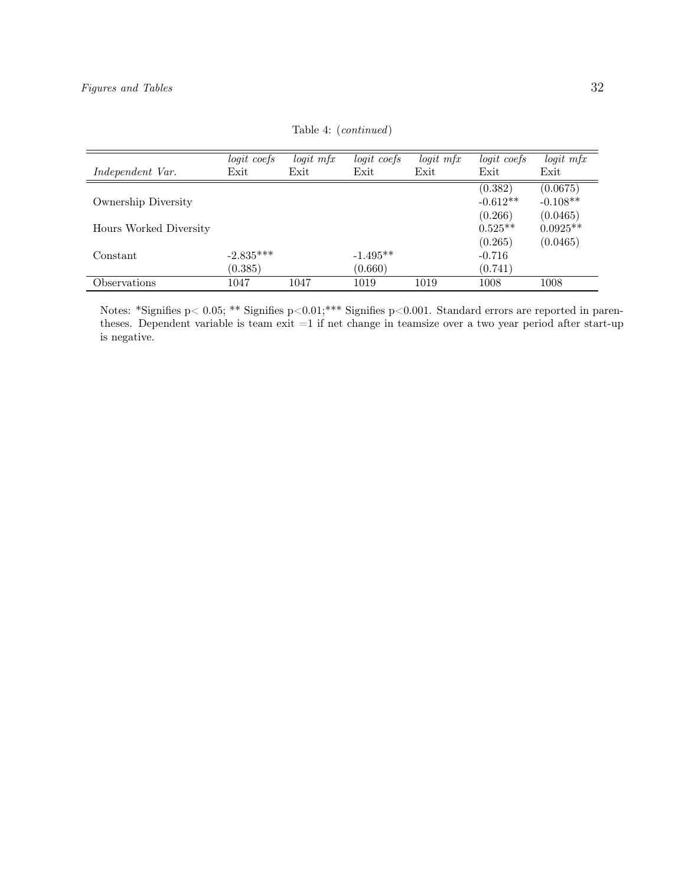Table 4: (*continued*)

| *Independent Var.* | *logit coefs* Exit | *logit mfx* Exit | *logit coefs* Exit | *logit mfx* Exit | *logit coefs* Exit | *logit mfx* Exit |
|---|---|---|---|---|---|---|
| | | | | | (0.382) | (0.0675) |
| Ownership Diversity | | | | | -0.612** | -0.108** |
| | | | | | (0.266) | (0.0465) |
| Hours Worked Diversity | | | | | 0.525** | 0.0925** |
| | | | | | (0.265) | (0.0465) |
| Constant | -2.835*** | | -1.495** | | -0.716 | |
| | (0.385) | | (0.660) | | (0.741) | |
| Observations | 1047 | 1047 | 1019 | 1019 | 1008 | 1008 |

Notes: *Signifies p< 0.05; ** Signifies p<0.01;*** Signifies p<0.001. Standard errors are reported in parentheses. Dependent variable is team exit =1 if net change in teamsize over a two year period after start-up is negative.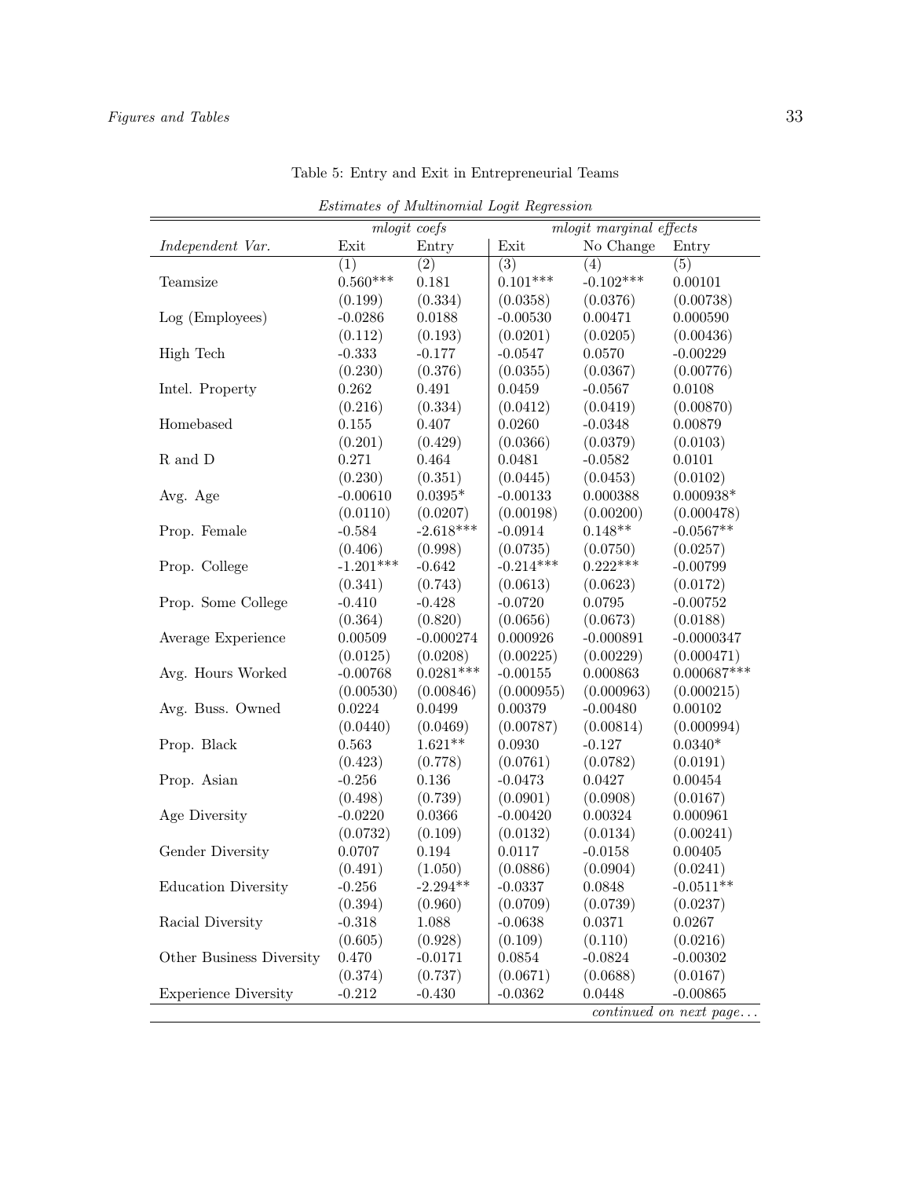Table 5: Entry and Exit in Entrepreneurial Teams

*Estimates of Multinomial Logit Regression*

| | *mlogit coefs* | | *mlogit marginal effects* | | |
|---|---|---|---|---|---|
| *Independent Var.* | Exit | Entry | Exit | No Change | Entry |
| | (1) | (2) | (3) | (4) | (5) |
| Teamsize | 0.560*** | 0.181 | 0.101*** | -0.102*** | 0.00101 |
| | (0.199) | (0.334) | (0.0358) | (0.0376) | (0.00738) |
| Log (Employees) | -0.0286 | 0.0188 | -0.00530 | 0.00471 | 0.000590 |
| | (0.112) | (0.193) | (0.0201) | (0.0205) | (0.00436) |
| High Tech | -0.333 | -0.177 | -0.0547 | 0.0570 | -0.00229 |
| | (0.230) | (0.376) | (0.0355) | (0.0367) | (0.00776) |
| Intel. Property | 0.262 | 0.491 | 0.0459 | -0.0567 | 0.0108 |
| | (0.216) | (0.334) | (0.0412) | (0.0419) | (0.00870) |
| Homebased | 0.155 | 0.407 | 0.0260 | -0.0348 | 0.00879 |
| | (0.201) | (0.429) | (0.0366) | (0.0379) | (0.0103) |
| R and D | 0.271 | 0.464 | 0.0481 | -0.0582 | 0.0101 |
| | (0.230) | (0.351) | (0.0445) | (0.0453) | (0.0102) |
| Avg. Age | -0.00610 | 0.0395* | -0.00133 | 0.000388 | 0.000938* |
| | (0.0110) | (0.0207) | (0.00198) | (0.00200) | (0.000478) |
| Prop. Female | -0.584 | -2.618*** | -0.0914 | 0.148** | -0.0567** |
| | (0.406) | (0.998) | (0.0735) | (0.0750) | (0.0257) |
| Prop. College | -1.201*** | -0.642 | -0.214*** | 0.222*** | -0.00799 |
| | (0.341) | (0.743) | (0.0613) | (0.0623) | (0.0172) |
| Prop. Some College | -0.410 | -0.428 | -0.0720 | 0.0795 | -0.00752 |
| | (0.364) | (0.820) | (0.0656) | (0.0673) | (0.0188) |
| Average Experience | 0.00509 | -0.000274 | 0.000926 | -0.000891 | -0.0000347 |
| | (0.0125) | (0.0208) | (0.00225) | (0.00229) | (0.000471) |
| Avg. Hours Worked | -0.00768 | 0.0281*** | -0.00155 | 0.000863 | 0.000687*** |
| | (0.00530) | (0.00846) | (0.000955) | (0.000963) | (0.000215) |
| Avg. Buss. Owned | 0.0224 | 0.0499 | 0.00379 | -0.00480 | 0.00102 |
| | (0.0440) | (0.0469) | (0.00787) | (0.00814) | (0.000994) |
| Prop. Black | 0.563 | 1.621** | 0.0930 | -0.127 | 0.0340* |
| | (0.423) | (0.778) | (0.0761) | (0.0782) | (0.0191) |
| Prop. Asian | -0.256 | 0.136 | -0.0473 | 0.0427 | 0.00454 |
| | (0.498) | (0.739) | (0.0901) | (0.0908) | (0.0167) |
| Age Diversity | -0.0220 | 0.0366 | -0.00420 | 0.00324 | 0.000961 |
| | (0.0732) | (0.109) | (0.0132) | (0.0134) | (0.00241) |
| Gender Diversity | 0.0707 | 0.194 | 0.0117 | -0.0158 | 0.00405 |
| | (0.491) | (1.050) | (0.0886) | (0.0904) | (0.0241) |
| Education Diversity | -0.256 | -2.294** | -0.0337 | 0.0848 | -0.0511** |
| | (0.394) | (0.960) | (0.0709) | (0.0739) | (0.0237) |
| Racial Diversity | -0.318 | 1.088 | -0.0638 | 0.0371 | 0.0267 |
| | (0.605) | (0.928) | (0.109) | (0.110) | (0.0216) |
| Other Business Diversity | 0.470 | -0.0171 | 0.0854 | -0.0824 | -0.00302 |
| | (0.374) | (0.737) | (0.0671) | (0.0688) | (0.0167) |
| Experience Diversity | -0.212 | -0.430 | -0.0362 | 0.0448 | -0.00865 |

*continued on next page...*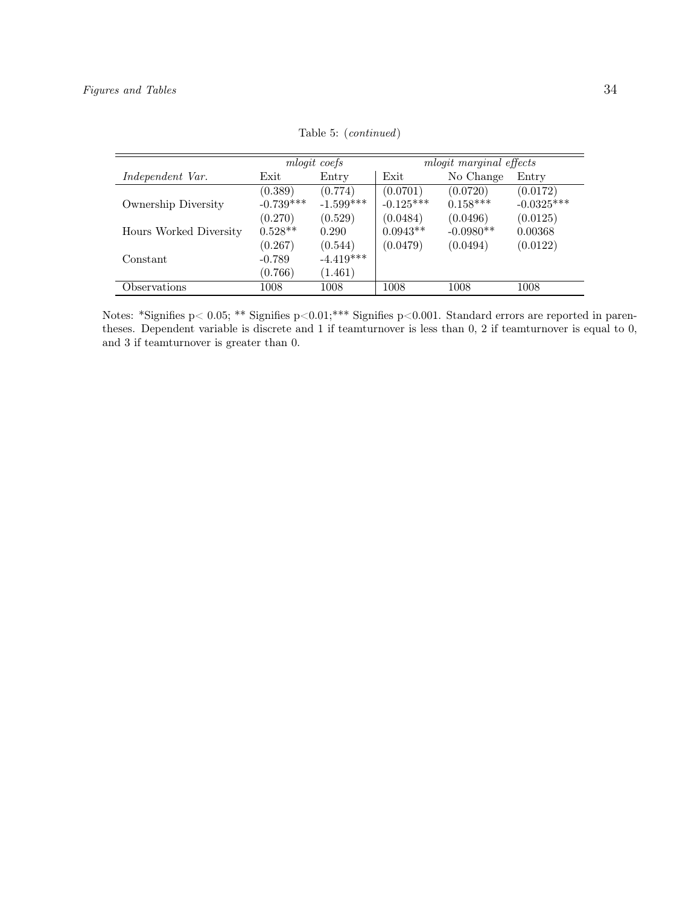Table 5: (*continued*)

| | *mlogit coefs* | | *mlogit marginal effects* | | |
|---|---|---|---|---|---|
| *Independent Var.* | Exit | Entry | Exit | No Change | Entry |
| | (0.389) | (0.774) | (0.0701) | (0.0720) | (0.0172) |
| Ownership Diversity | -0.739*** | -1.599*** | -0.125*** | 0.158*** | -0.0325*** |
| | (0.270) | (0.529) | (0.0484) | (0.0496) | (0.0125) |
| Hours Worked Diversity | 0.528** | 0.290 | 0.0943** | -0.0980** | 0.00368 |
| | (0.267) | (0.544) | (0.0479) | (0.0494) | (0.0122) |
| Constant | -0.789 | -4.419*** | | | |
| | (0.766) | (1.461) | | | |
| Observations | 1008 | 1008 | 1008 | 1008 | 1008 |

Notes: *Signifies $p < 0.05$; ** Signifies $p < 0.01$;*** Signifies $p < 0.001$. Standard errors are reported in parentheses. Dependent variable is discrete and 1 if teamturnover is less than 0, 2 if teamturnover is equal to 0, and 3 if teamturnover is greater than 0.